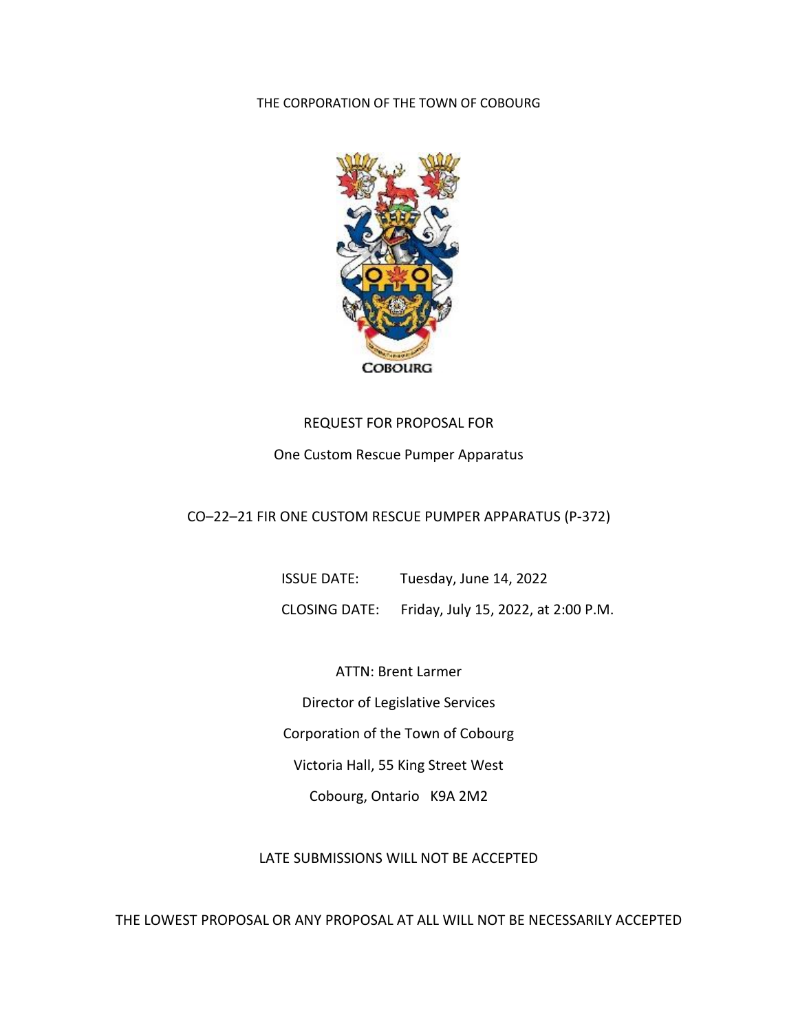THE CORPORATION OF THE TOWN OF COBOURG

COBOURG

# REQUEST FOR PROPOSAL FOR

## One Custom Rescue Pumper Apparatus

CO–22–21 FIR ONE CUSTOM RESCUE PUMPER APPARATUS (P-372)

ISSUE DATE: Tuesday, June 14, 2022

CLOSING DATE: Friday, July 15, 2022, at 2:00 P.M.

ATTN: Brent Larmer

Director of Legislative Services

Corporation of the Town of Cobourg

Victoria Hall, 55 King Street West

Cobourg, Ontario K9A 2M2

LATE SUBMISSIONS WILL NOT BE ACCEPTED

THE LOWEST PROPOSAL OR ANY PROPOSAL AT ALL WILL NOT BE NECESSARILY ACCEPTED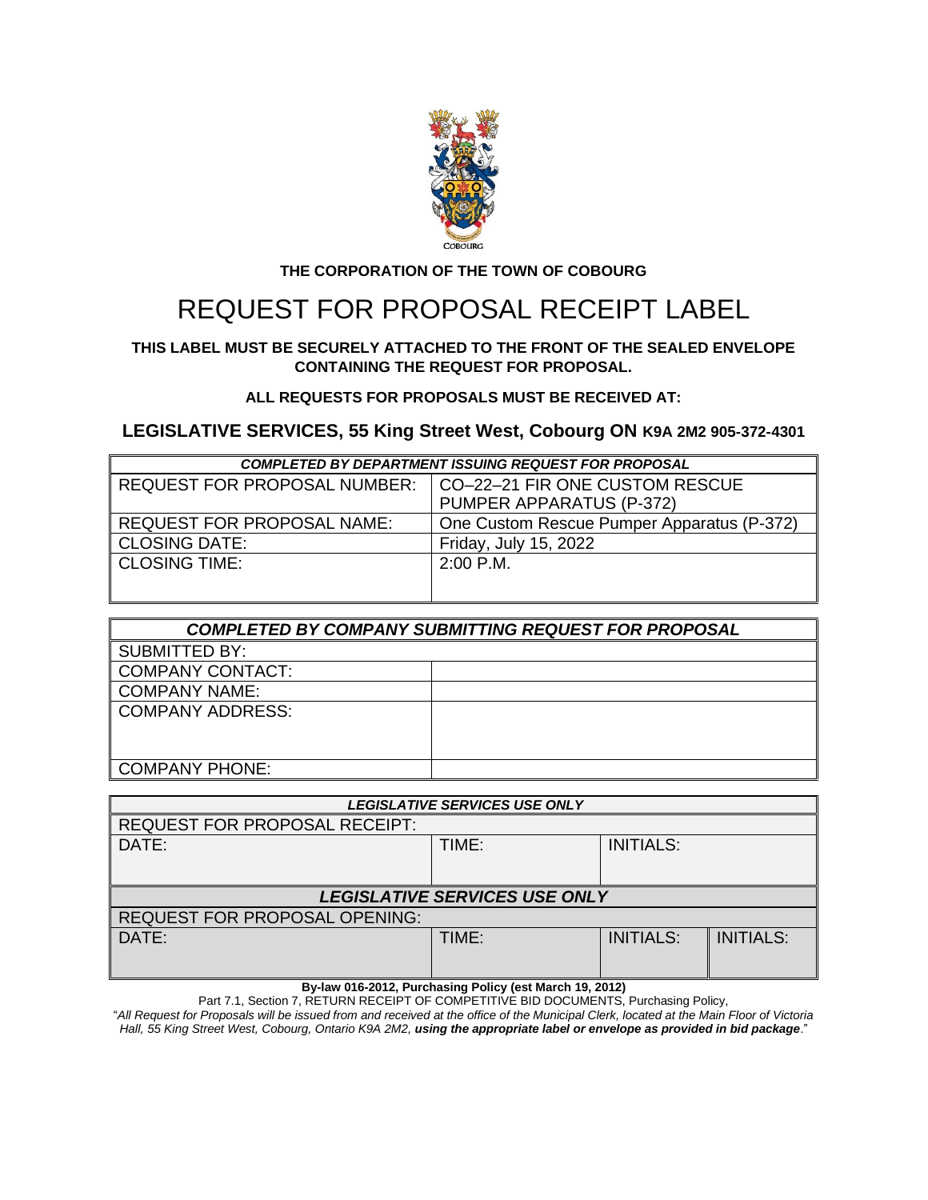**THE CORPORATION OF THE TOWN OF COBOURG**

# REQUEST FOR PROPOSAL RECEIPT LABEL

**THIS LABEL MUST BE SECURELY ATTACHED TO THE FRONT OF THE SEALED ENVELOPE CONTAINING THE REQUEST FOR PROPOSAL.**

**ALL REQUESTS FOR PROPOSALS MUST BE RECEIVED AT:**

**LEGISLATIVE SERVICES, 55 King Street West, Cobourg ON K9A 2M2 905-372-4301**

| ***COMPLETED BY DEPARTMENT ISSUING REQUEST FOR PROPOSAL*** | |
|---|---|
| REQUEST FOR PROPOSAL NUMBER: | CO–22–21 FIR ONE CUSTOM RESCUE PUMPER APPARATUS (P-372) |
| REQUEST FOR PROPOSAL NAME: | One Custom Rescue Pumper Apparatus (P-372) |
| CLOSING DATE: | Friday, July 15, 2022 |
| CLOSING TIME: | 2:00 P.M. |

| ***COMPLETED BY COMPANY SUBMITTING REQUEST FOR PROPOSAL*** | |
|---|---|
| SUBMITTED BY: | |
| COMPANY CONTACT: | |
| COMPANY NAME: | |
| COMPANY ADDRESS: | |
| COMPANY PHONE: | |

| ***LEGISLATIVE SERVICES USE ONLY*** | | | |
|---|---|---|---|
| REQUEST FOR PROPOSAL RECEIPT: | | | |
| DATE: | TIME: | INITIALS: | |
| ***LEGISLATIVE SERVICES USE ONLY*** | | | |
| REQUEST FOR PROPOSAL OPENING: | | | |
| DATE: | TIME: | INITIALS: | INITIALS: |

**By-law 016-2012, Purchasing Policy (est March 19, 2012)**

Part 7.1, Section 7, RETURN RECEIPT OF COMPETITIVE BID DOCUMENTS, Purchasing Policy,

"*All Request for Proposals will be issued from and received at the office of the Municipal Clerk, located at the Main Floor of Victoria Hall, 55 King Street West, Cobourg, Ontario K9A 2M2, **using the appropriate label or envelope as provided in bid package**.*"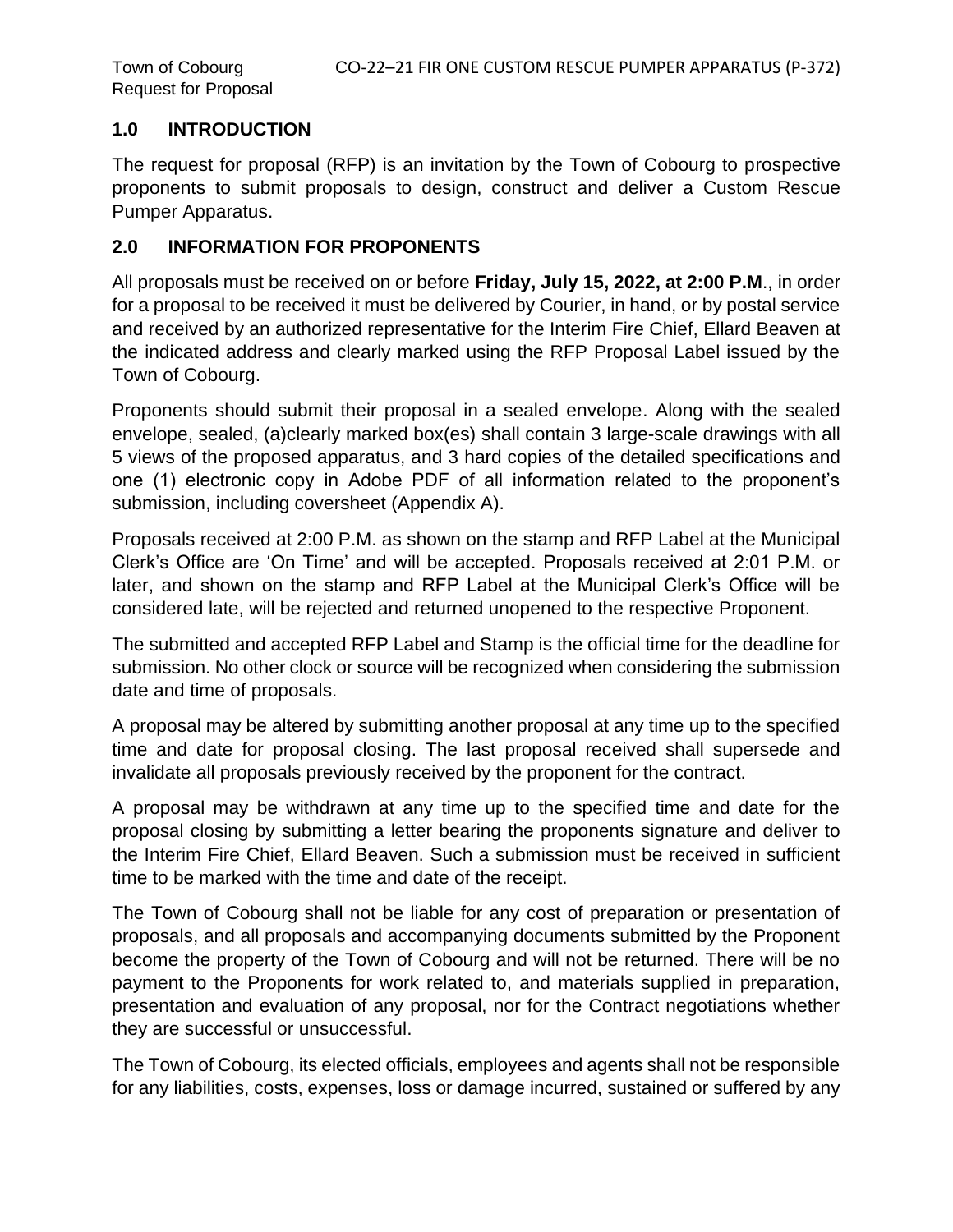## 1.0 INTRODUCTION

The request for proposal (RFP) is an invitation by the Town of Cobourg to prospective proponents to submit proposals to design, construct and deliver a Custom Rescue Pumper Apparatus.

## 2.0 INFORMATION FOR PROPONENTS

All proposals must be received on or before **Friday, July 15, 2022, at 2:00 P.M**., in order for a proposal to be received it must be delivered by Courier, in hand, or by postal service and received by an authorized representative for the Interim Fire Chief, Ellard Beaven at the indicated address and clearly marked using the RFP Proposal Label issued by the Town of Cobourg.

Proponents should submit their proposal in a sealed envelope. Along with the sealed envelope, sealed, (a)clearly marked box(es) shall contain 3 large-scale drawings with all 5 views of the proposed apparatus, and 3 hard copies of the detailed specifications and one (1) electronic copy in Adobe PDF of all information related to the proponent's submission, including coversheet (Appendix A).

Proposals received at 2:00 P.M. as shown on the stamp and RFP Label at the Municipal Clerk's Office are 'On Time' and will be accepted. Proposals received at 2:01 P.M. or later, and shown on the stamp and RFP Label at the Municipal Clerk's Office will be considered late, will be rejected and returned unopened to the respective Proponent.

The submitted and accepted RFP Label and Stamp is the official time for the deadline for submission. No other clock or source will be recognized when considering the submission date and time of proposals.

A proposal may be altered by submitting another proposal at any time up to the specified time and date for proposal closing. The last proposal received shall supersede and invalidate all proposals previously received by the proponent for the contract.

A proposal may be withdrawn at any time up to the specified time and date for the proposal closing by submitting a letter bearing the proponents signature and deliver to the Interim Fire Chief, Ellard Beaven. Such a submission must be received in sufficient time to be marked with the time and date of the receipt.

The Town of Cobourg shall not be liable for any cost of preparation or presentation of proposals, and all proposals and accompanying documents submitted by the Proponent become the property of the Town of Cobourg and will not be returned. There will be no payment to the Proponents for work related to, and materials supplied in preparation, presentation and evaluation of any proposal, nor for the Contract negotiations whether they are successful or unsuccessful.

The Town of Cobourg, its elected officials, employees and agents shall not be responsible for any liabilities, costs, expenses, loss or damage incurred, sustained or suffered by any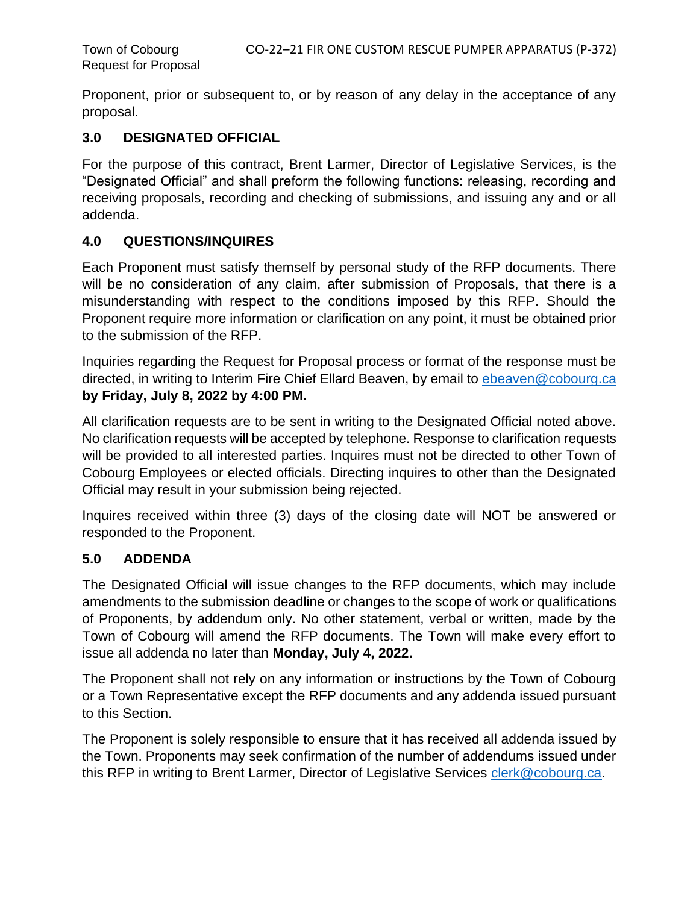Proponent, prior or subsequent to, or by reason of any delay in the acceptance of any proposal.

## 3.0 DESIGNATED OFFICIAL

For the purpose of this contract, Brent Larmer, Director of Legislative Services, is the "Designated Official" and shall preform the following functions: releasing, recording and receiving proposals, recording and checking of submissions, and issuing any and or all addenda.

## 4.0 QUESTIONS/INQUIRES

Each Proponent must satisfy themself by personal study of the RFP documents. There will be no consideration of any claim, after submission of Proposals, that there is a misunderstanding with respect to the conditions imposed by this RFP. Should the Proponent require more information or clarification on any point, it must be obtained prior to the submission of the RFP.

Inquiries regarding the Request for Proposal process or format of the response must be directed, in writing to Interim Fire Chief Ellard Beaven, by email to ebeaven@cobourg.ca **by Friday, July 8, 2022 by 4:00 PM.**

All clarification requests are to be sent in writing to the Designated Official noted above. No clarification requests will be accepted by telephone. Response to clarification requests will be provided to all interested parties. Inquires must not be directed to other Town of Cobourg Employees or elected officials. Directing inquires to other than the Designated Official may result in your submission being rejected.

Inquires received within three (3) days of the closing date will NOT be answered or responded to the Proponent.

## 5.0 ADDENDA

The Designated Official will issue changes to the RFP documents, which may include amendments to the submission deadline or changes to the scope of work or qualifications of Proponents, by addendum only. No other statement, verbal or written, made by the Town of Cobourg will amend the RFP documents. The Town will make every effort to issue all addenda no later than **Monday, July 4, 2022.**

The Proponent shall not rely on any information or instructions by the Town of Cobourg or a Town Representative except the RFP documents and any addenda issued pursuant to this Section.

The Proponent is solely responsible to ensure that it has received all addenda issued by the Town. Proponents may seek confirmation of the number of addendums issued under this RFP in writing to Brent Larmer, Director of Legislative Services clerk@cobourg.ca.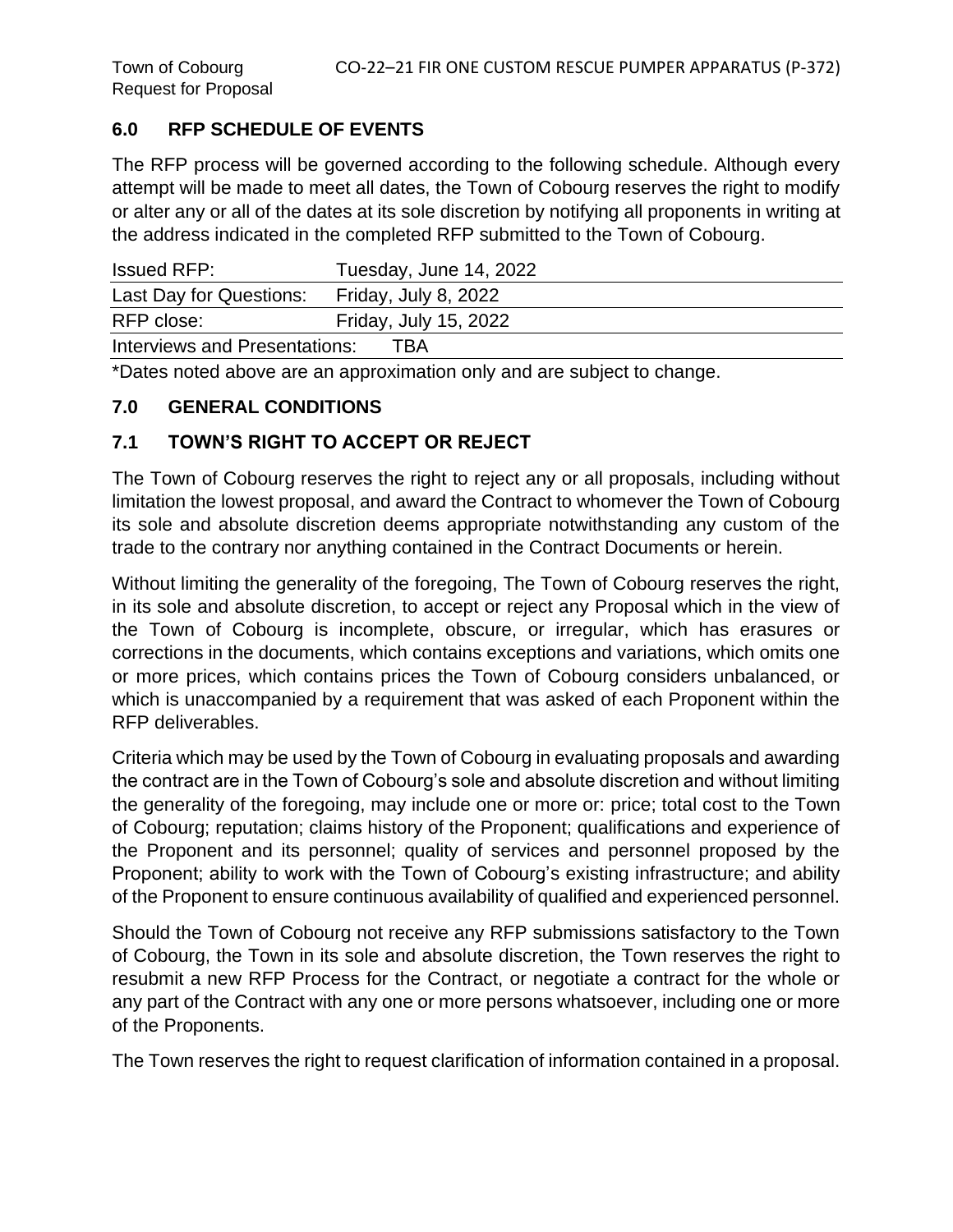## 6.0 RFP SCHEDULE OF EVENTS

The RFP process will be governed according to the following schedule. Although every attempt will be made to meet all dates, the Town of Cobourg reserves the right to modify or alter any or all of the dates at its sole discretion by notifying all proponents in writing at the address indicated in the completed RFP submitted to the Town of Cobourg.

| | |
|---|---|
| Issued RFP: | Tuesday, June 14, 2022 |
| Last Day for Questions: | Friday, July 8, 2022 |
| RFP close: | Friday, July 15, 2022 |
| Interviews and Presentations: | TBA |

*Dates noted above are an approximation only and are subject to change.

## 7.0 GENERAL CONDITIONS

### 7.1 TOWN'S RIGHT TO ACCEPT OR REJECT

The Town of Cobourg reserves the right to reject any or all proposals, including without limitation the lowest proposal, and award the Contract to whomever the Town of Cobourg its sole and absolute discretion deems appropriate notwithstanding any custom of the trade to the contrary nor anything contained in the Contract Documents or herein.

Without limiting the generality of the foregoing, The Town of Cobourg reserves the right, in its sole and absolute discretion, to accept or reject any Proposal which in the view of the Town of Cobourg is incomplete, obscure, or irregular, which has erasures or corrections in the documents, which contains exceptions and variations, which omits one or more prices, which contains prices the Town of Cobourg considers unbalanced, or which is unaccompanied by a requirement that was asked of each Proponent within the RFP deliverables.

Criteria which may be used by the Town of Cobourg in evaluating proposals and awarding the contract are in the Town of Cobourg's sole and absolute discretion and without limiting the generality of the foregoing, may include one or more or: price; total cost to the Town of Cobourg; reputation; claims history of the Proponent; qualifications and experience of the Proponent and its personnel; quality of services and personnel proposed by the Proponent; ability to work with the Town of Cobourg's existing infrastructure; and ability of the Proponent to ensure continuous availability of qualified and experienced personnel.

Should the Town of Cobourg not receive any RFP submissions satisfactory to the Town of Cobourg, the Town in its sole and absolute discretion, the Town reserves the right to resubmit a new RFP Process for the Contract, or negotiate a contract for the whole or any part of the Contract with any one or more persons whatsoever, including one or more of the Proponents.

The Town reserves the right to request clarification of information contained in a proposal.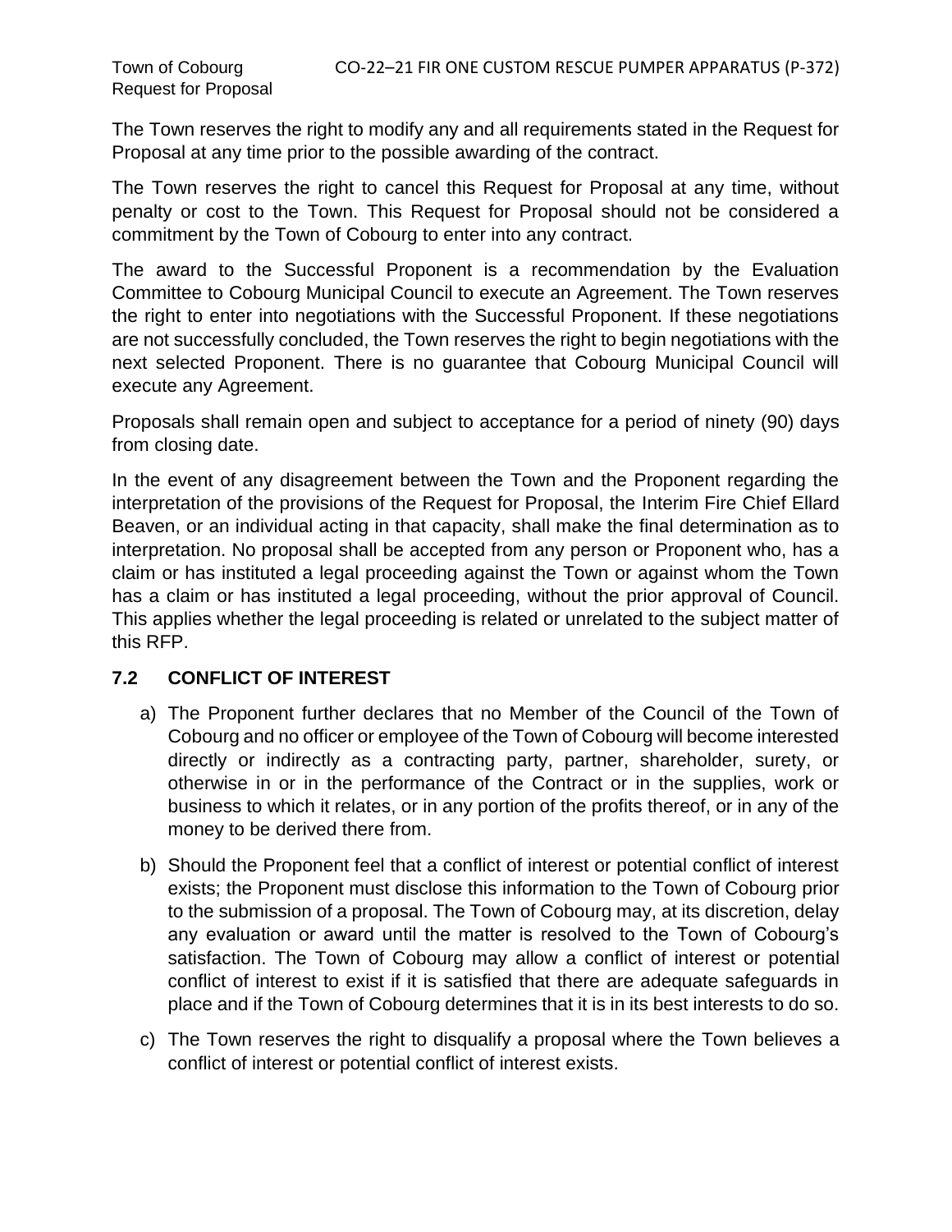The Town reserves the right to modify any and all requirements stated in the Request for Proposal at any time prior to the possible awarding of the contract.

The Town reserves the right to cancel this Request for Proposal at any time, without penalty or cost to the Town. This Request for Proposal should not be considered a commitment by the Town of Cobourg to enter into any contract.

The award to the Successful Proponent is a recommendation by the Evaluation Committee to Cobourg Municipal Council to execute an Agreement. The Town reserves the right to enter into negotiations with the Successful Proponent. If these negotiations are not successfully concluded, the Town reserves the right to begin negotiations with the next selected Proponent. There is no guarantee that Cobourg Municipal Council will execute any Agreement.

Proposals shall remain open and subject to acceptance for a period of ninety (90) days from closing date.

In the event of any disagreement between the Town and the Proponent regarding the interpretation of the provisions of the Request for Proposal, the Interim Fire Chief Ellard Beaven, or an individual acting in that capacity, shall make the final determination as to interpretation. No proposal shall be accepted from any person or Proponent who, has a claim or has instituted a legal proceeding against the Town or against whom the Town has a claim or has instituted a legal proceeding, without the prior approval of Council. This applies whether the legal proceeding is related or unrelated to the subject matter of this RFP.

### 7.2 CONFLICT OF INTEREST

a) The Proponent further declares that no Member of the Council of the Town of Cobourg and no officer or employee of the Town of Cobourg will become interested directly or indirectly as a contracting party, partner, shareholder, surety, or otherwise in or in the performance of the Contract or in the supplies, work or business to which it relates, or in any portion of the profits thereof, or in any of the money to be derived there from.

b) Should the Proponent feel that a conflict of interest or potential conflict of interest exists; the Proponent must disclose this information to the Town of Cobourg prior to the submission of a proposal. The Town of Cobourg may, at its discretion, delay any evaluation or award until the matter is resolved to the Town of Cobourg's satisfaction. The Town of Cobourg may allow a conflict of interest or potential conflict of interest to exist if it is satisfied that there are adequate safeguards in place and if the Town of Cobourg determines that it is in its best interests to do so.

c) The Town reserves the right to disqualify a proposal where the Town believes a conflict of interest or potential conflict of interest exists.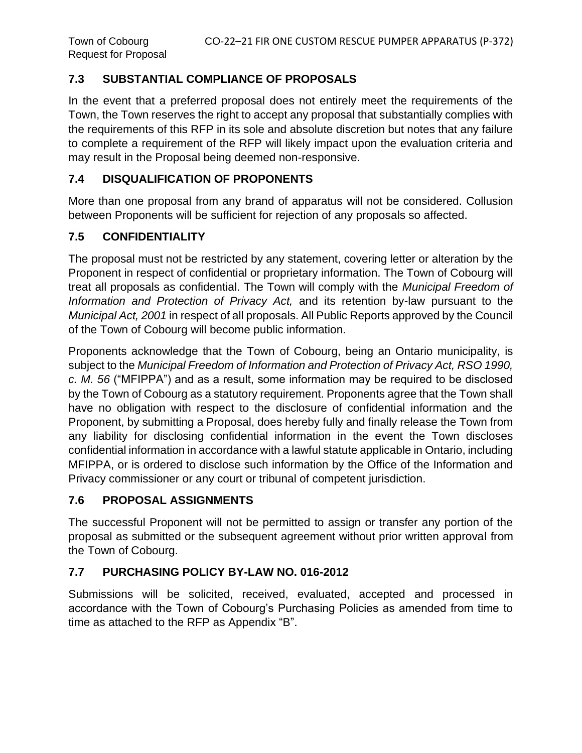## 7.3 SUBSTANTIAL COMPLIANCE OF PROPOSALS

In the event that a preferred proposal does not entirely meet the requirements of the Town, the Town reserves the right to accept any proposal that substantially complies with the requirements of this RFP in its sole and absolute discretion but notes that any failure to complete a requirement of the RFP will likely impact upon the evaluation criteria and may result in the Proposal being deemed non-responsive.

## 7.4 DISQUALIFICATION OF PROPONENTS

More than one proposal from any brand of apparatus will not be considered. Collusion between Proponents will be sufficient for rejection of any proposals so affected.

## 7.5 CONFIDENTIALITY

The proposal must not be restricted by any statement, covering letter or alteration by the Proponent in respect of confidential or proprietary information. The Town of Cobourg will treat all proposals as confidential. The Town will comply with the *Municipal Freedom of Information and Protection of Privacy Act,* and its retention by-law pursuant to the *Municipal Act, 2001* in respect of all proposals. All Public Reports approved by the Council of the Town of Cobourg will become public information.

Proponents acknowledge that the Town of Cobourg, being an Ontario municipality, is subject to the *Municipal Freedom of Information and Protection of Privacy Act, RSO 1990, c. M. 56* ("MFIPPA") and as a result, some information may be required to be disclosed by the Town of Cobourg as a statutory requirement. Proponents agree that the Town shall have no obligation with respect to the disclosure of confidential information and the Proponent, by submitting a Proposal, does hereby fully and finally release the Town from any liability for disclosing confidential information in the event the Town discloses confidential information in accordance with a lawful statute applicable in Ontario, including MFIPPA, or is ordered to disclose such information by the Office of the Information and Privacy commissioner or any court or tribunal of competent jurisdiction.

## 7.6 PROPOSAL ASSIGNMENTS

The successful Proponent will not be permitted to assign or transfer any portion of the proposal as submitted or the subsequent agreement without prior written approval from the Town of Cobourg.

## 7.7 PURCHASING POLICY BY-LAW NO. 016-2012

Submissions will be solicited, received, evaluated, accepted and processed in accordance with the Town of Cobourg's Purchasing Policies as amended from time to time as attached to the RFP as Appendix "B".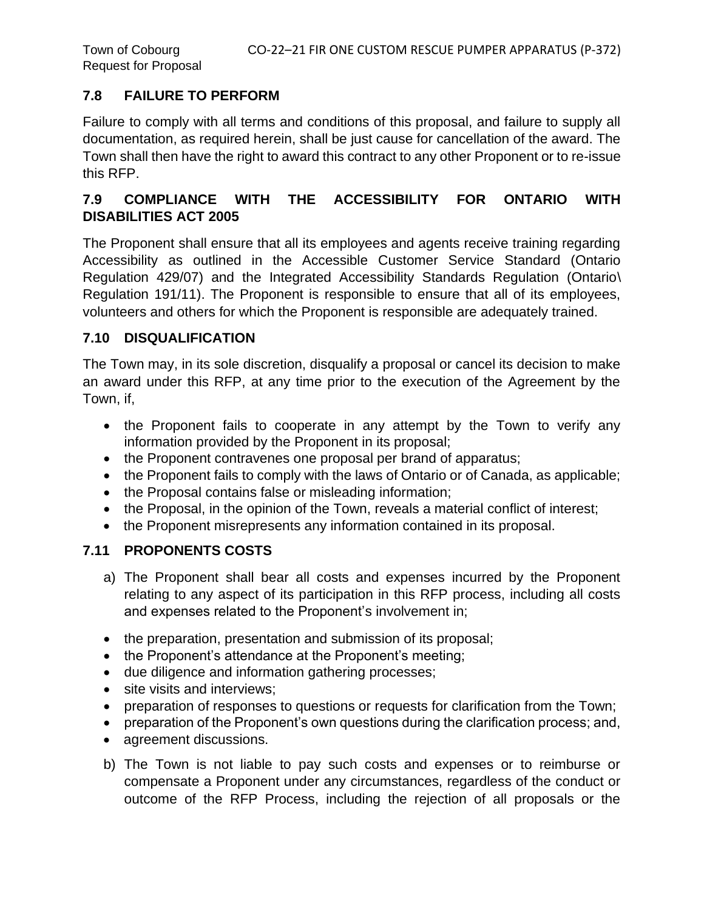### 7.8 FAILURE TO PERFORM

Failure to comply with all terms and conditions of this proposal, and failure to supply all documentation, as required herein, shall be just cause for cancellation of the award. The Town shall then have the right to award this contract to any other Proponent or to re-issue this RFP.

### 7.9 COMPLIANCE WITH THE ACCESSIBILITY FOR ONTARIO WITH DISABILITIES ACT 2005

The Proponent shall ensure that all its employees and agents receive training regarding Accessibility as outlined in the Accessible Customer Service Standard (Ontario Regulation 429/07) and the Integrated Accessibility Standards Regulation (Ontario\ Regulation 191/11). The Proponent is responsible to ensure that all of its employees, volunteers and others for which the Proponent is responsible are adequately trained.

### 7.10 DISQUALIFICATION

The Town may, in its sole discretion, disqualify a proposal or cancel its decision to make an award under this RFP, at any time prior to the execution of the Agreement by the Town, if,

- the Proponent fails to cooperate in any attempt by the Town to verify any information provided by the Proponent in its proposal;
- the Proponent contravenes one proposal per brand of apparatus;
- the Proponent fails to comply with the laws of Ontario or of Canada, as applicable;
- the Proposal contains false or misleading information;
- the Proposal, in the opinion of the Town, reveals a material conflict of interest;
- the Proponent misrepresents any information contained in its proposal.

### 7.11 PROPONENTS COSTS

a) The Proponent shall bear all costs and expenses incurred by the Proponent relating to any aspect of its participation in this RFP process, including all costs and expenses related to the Proponent's involvement in;

- the preparation, presentation and submission of its proposal;
- the Proponent's attendance at the Proponent's meeting;
- due diligence and information gathering processes;
- site visits and interviews;
- preparation of responses to questions or requests for clarification from the Town;
- preparation of the Proponent's own questions during the clarification process; and,
- agreement discussions.

b) The Town is not liable to pay such costs and expenses or to reimburse or compensate a Proponent under any circumstances, regardless of the conduct or outcome of the RFP Process, including the rejection of all proposals or the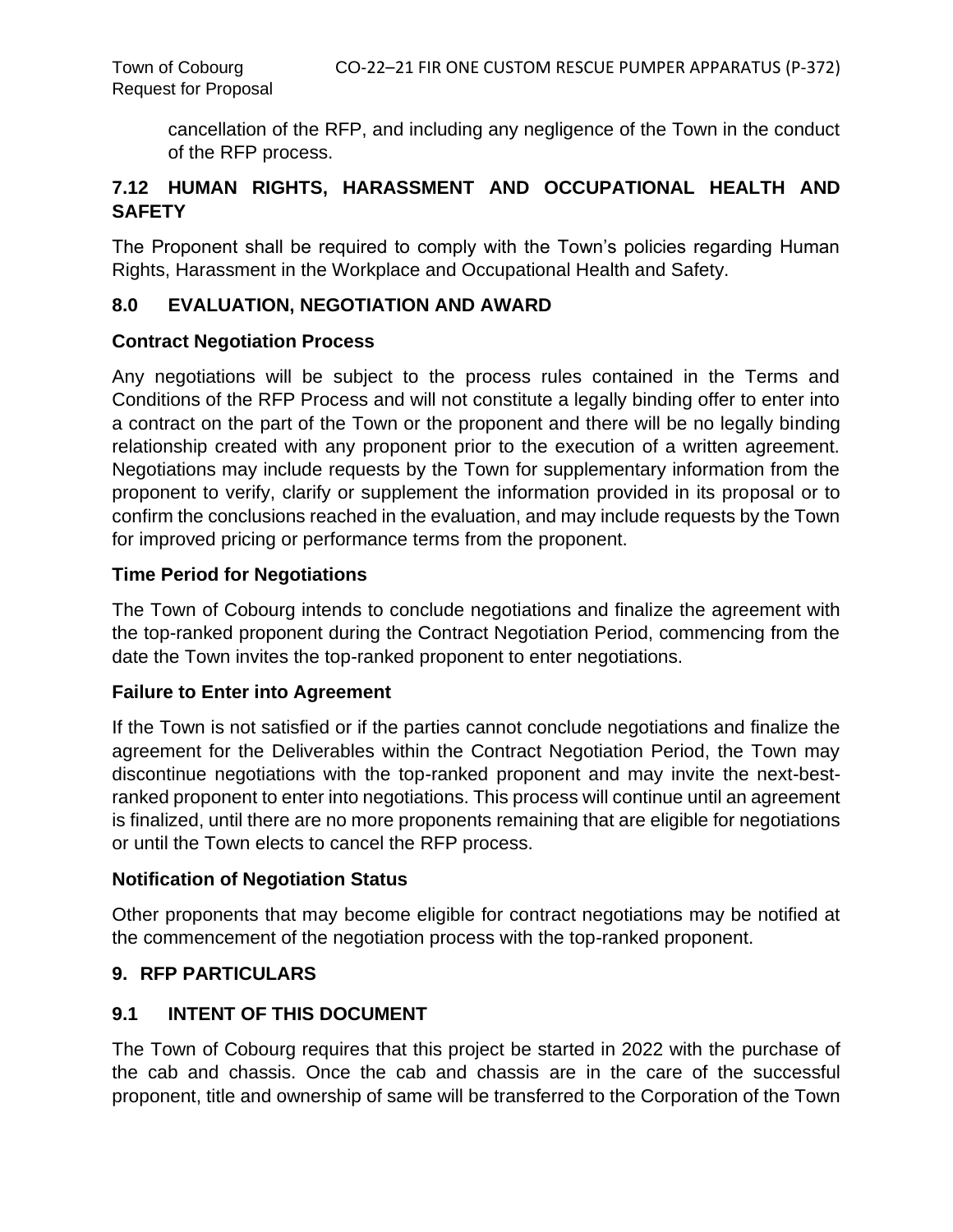cancellation of the RFP, and including any negligence of the Town in the conduct of the RFP process.

### 7.12 HUMAN RIGHTS, HARASSMENT AND OCCUPATIONAL HEALTH AND SAFETY

The Proponent shall be required to comply with the Town's policies regarding Human Rights, Harassment in the Workplace and Occupational Health and Safety.

## 8.0 EVALUATION, NEGOTIATION AND AWARD

**Contract Negotiation Process**

Any negotiations will be subject to the process rules contained in the Terms and Conditions of the RFP Process and will not constitute a legally binding offer to enter into a contract on the part of the Town or the proponent and there will be no legally binding relationship created with any proponent prior to the execution of a written agreement. Negotiations may include requests by the Town for supplementary information from the proponent to verify, clarify or supplement the information provided in its proposal or to confirm the conclusions reached in the evaluation, and may include requests by the Town for improved pricing or performance terms from the proponent.

**Time Period for Negotiations**

The Town of Cobourg intends to conclude negotiations and finalize the agreement with the top-ranked proponent during the Contract Negotiation Period, commencing from the date the Town invites the top-ranked proponent to enter negotiations.

**Failure to Enter into Agreement**

If the Town is not satisfied or if the parties cannot conclude negotiations and finalize the agreement for the Deliverables within the Contract Negotiation Period, the Town may discontinue negotiations with the top-ranked proponent and may invite the next-best-ranked proponent to enter into negotiations. This process will continue until an agreement is finalized, until there are no more proponents remaining that are eligible for negotiations or until the Town elects to cancel the RFP process.

**Notification of Negotiation Status**

Other proponents that may become eligible for contract negotiations may be notified at the commencement of the negotiation process with the top-ranked proponent.

## 9. RFP PARTICULARS

### 9.1 INTENT OF THIS DOCUMENT

The Town of Cobourg requires that this project be started in 2022 with the purchase of the cab and chassis. Once the cab and chassis are in the care of the successful proponent, title and ownership of same will be transferred to the Corporation of the Town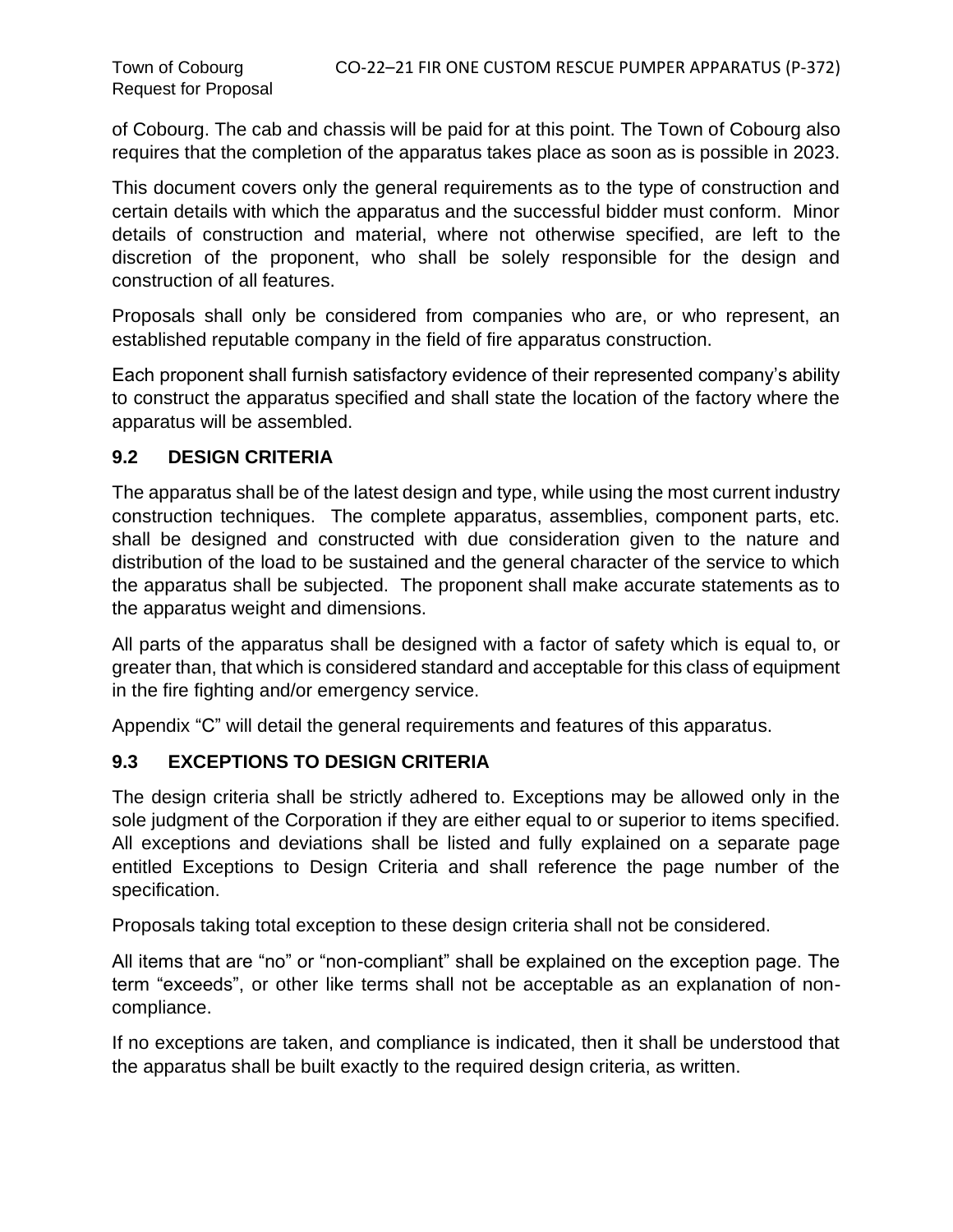of Cobourg. The cab and chassis will be paid for at this point. The Town of Cobourg also requires that the completion of the apparatus takes place as soon as is possible in 2023.

This document covers only the general requirements as to the type of construction and certain details with which the apparatus and the successful bidder must conform. Minor details of construction and material, where not otherwise specified, are left to the discretion of the proponent, who shall be solely responsible for the design and construction of all features.

Proposals shall only be considered from companies who are, or who represent, an established reputable company in the field of fire apparatus construction.

Each proponent shall furnish satisfactory evidence of their represented company's ability to construct the apparatus specified and shall state the location of the factory where the apparatus will be assembled.

## 9.2 DESIGN CRITERIA

The apparatus shall be of the latest design and type, while using the most current industry construction techniques. The complete apparatus, assemblies, component parts, etc. shall be designed and constructed with due consideration given to the nature and distribution of the load to be sustained and the general character of the service to which the apparatus shall be subjected. The proponent shall make accurate statements as to the apparatus weight and dimensions.

All parts of the apparatus shall be designed with a factor of safety which is equal to, or greater than, that which is considered standard and acceptable for this class of equipment in the fire fighting and/or emergency service.

Appendix "C" will detail the general requirements and features of this apparatus.

## 9.3 EXCEPTIONS TO DESIGN CRITERIA

The design criteria shall be strictly adhered to. Exceptions may be allowed only in the sole judgment of the Corporation if they are either equal to or superior to items specified. All exceptions and deviations shall be listed and fully explained on a separate page entitled Exceptions to Design Criteria and shall reference the page number of the specification.

Proposals taking total exception to these design criteria shall not be considered.

All items that are "no" or "non-compliant" shall be explained on the exception page. The term "exceeds", or other like terms shall not be acceptable as an explanation of non-compliance.

If no exceptions are taken, and compliance is indicated, then it shall be understood that the apparatus shall be built exactly to the required design criteria, as written.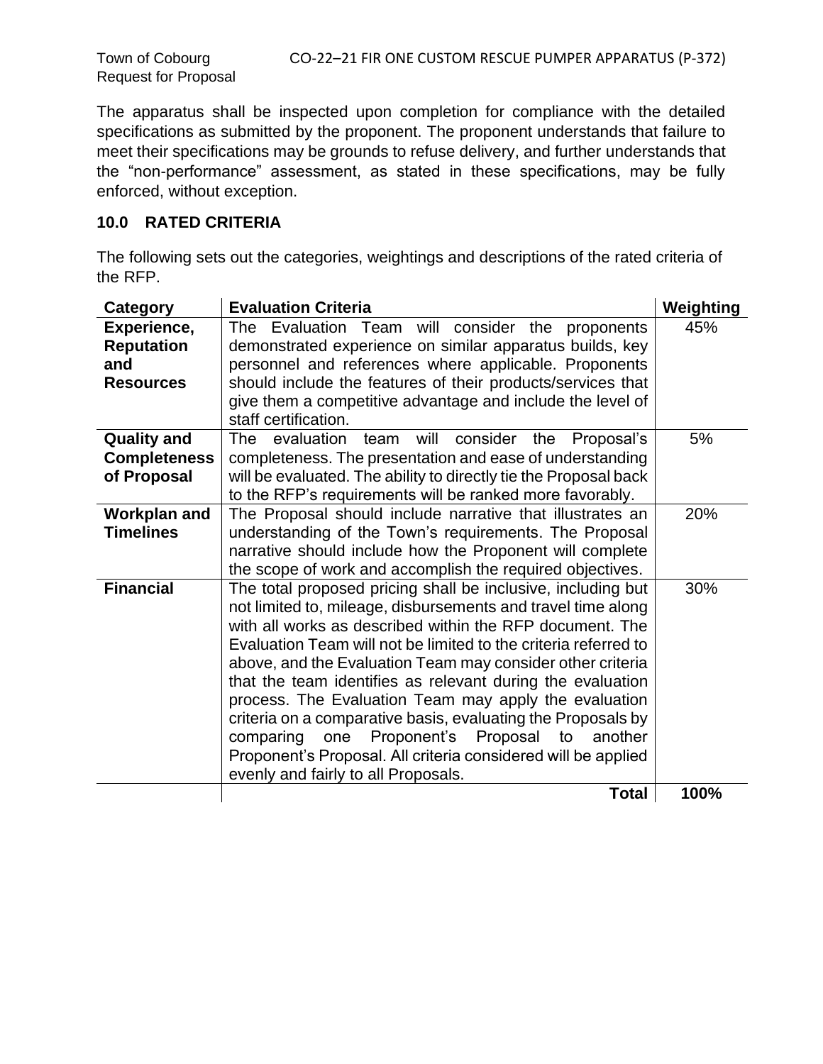The apparatus shall be inspected upon completion for compliance with the detailed specifications as submitted by the proponent. The proponent understands that failure to meet their specifications may be grounds to refuse delivery, and further understands that the "non-performance" assessment, as stated in these specifications, may be fully enforced, without exception.

## 10.0 RATED CRITERIA

The following sets out the categories, weightings and descriptions of the rated criteria of the RFP.

| Category | Evaluation Criteria | Weighting |
|---|---|---|
| **Experience, Reputation and Resources** | The Evaluation Team will consider the proponents demonstrated experience on similar apparatus builds, key personnel and references where applicable. Proponents should include the features of their products/services that give them a competitive advantage and include the level of staff certification. | 45% |
| **Quality and Completeness of Proposal** | The evaluation team will consider the Proposal's completeness. The presentation and ease of understanding will be evaluated. The ability to directly tie the Proposal back to the RFP's requirements will be ranked more favorably. | 5% |
| **Workplan and Timelines** | The Proposal should include narrative that illustrates an understanding of the Town's requirements. The Proposal narrative should include how the Proponent will complete the scope of work and accomplish the required objectives. | 20% |
| **Financial** | The total proposed pricing shall be inclusive, including but not limited to, mileage, disbursements and travel time along with all works as described within the RFP document. The Evaluation Team will not be limited to the criteria referred to above, and the Evaluation Team may consider other criteria that the team identifies as relevant during the evaluation process. The Evaluation Team may apply the evaluation criteria on a comparative basis, evaluating the Proposals by comparing one Proponent's Proposal to another Proponent's Proposal. All criteria considered will be applied evenly and fairly to all Proposals. | 30% |
| | **Total** | **100%** |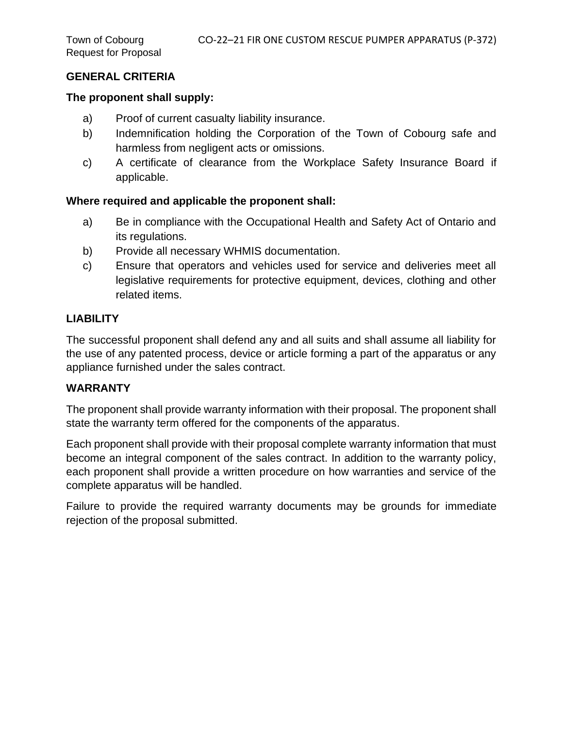## GENERAL CRITERIA

**The proponent shall supply:**

a) Proof of current casualty liability insurance.
b) Indemnification holding the Corporation of the Town of Cobourg safe and harmless from negligent acts or omissions.
c) A certificate of clearance from the Workplace Safety Insurance Board if applicable.

**Where required and applicable the proponent shall:**

a) Be in compliance with the Occupational Health and Safety Act of Ontario and its regulations.
b) Provide all necessary WHMIS documentation.
c) Ensure that operators and vehicles used for service and deliveries meet all legislative requirements for protective equipment, devices, clothing and other related items.

## LIABILITY

The successful proponent shall defend any and all suits and shall assume all liability for the use of any patented process, device or article forming a part of the apparatus or any appliance furnished under the sales contract.

## WARRANTY

The proponent shall provide warranty information with their proposal. The proponent shall state the warranty term offered for the components of the apparatus.

Each proponent shall provide with their proposal complete warranty information that must become an integral component of the sales contract. In addition to the warranty policy, each proponent shall provide a written procedure on how warranties and service of the complete apparatus will be handled.

Failure to provide the required warranty documents may be grounds for immediate rejection of the proposal submitted.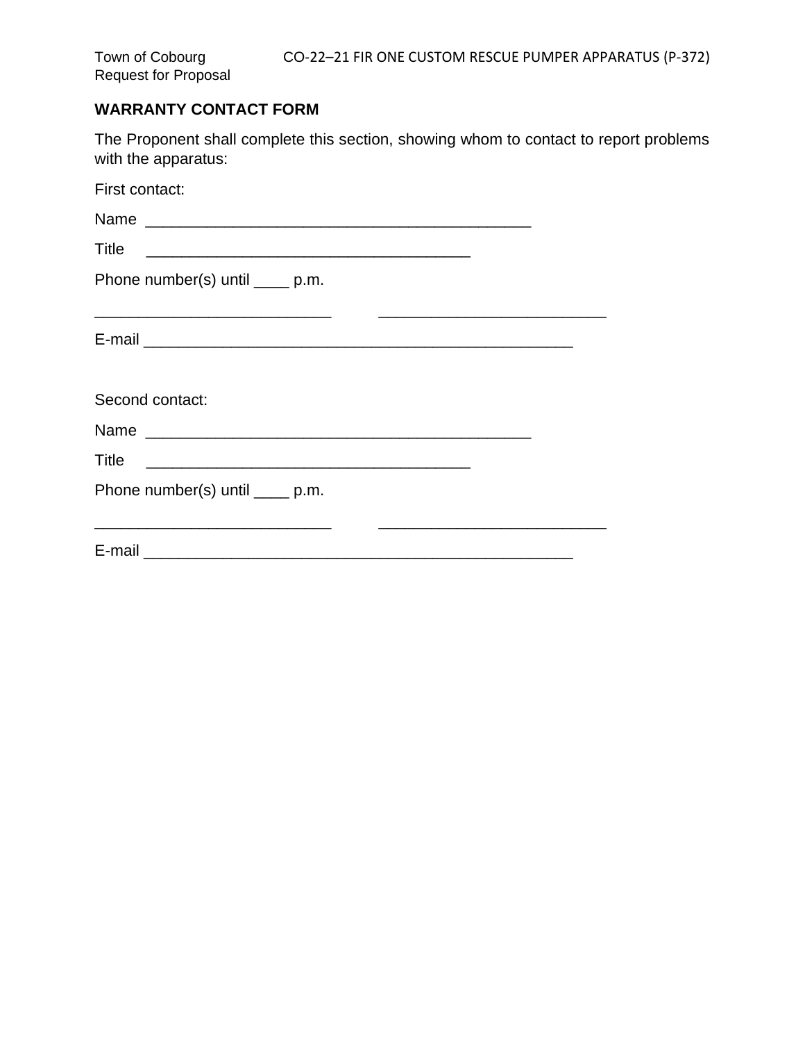## WARRANTY CONTACT FORM

The Proponent shall complete this section, showing whom to contact to report problems with the apparatus:

First contact:

Name ____________________________________________

Title _____________________________________

Phone number(s) until ____ p.m.

___________________________     _________________________

E-mail _________________________________________________

Second contact:

Name ____________________________________________

Title _____________________________________

Phone number(s) until ____ p.m.

___________________________     _________________________

E-mail _________________________________________________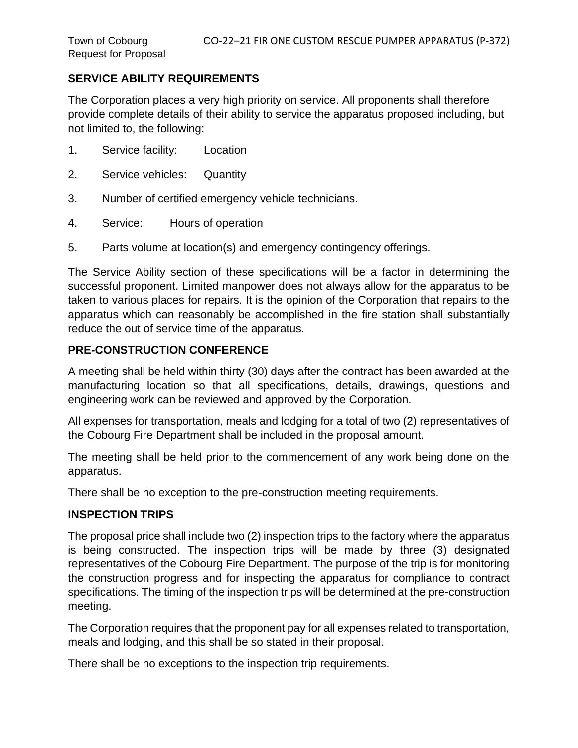## SERVICE ABILITY REQUIREMENTS

The Corporation places a very high priority on service. All proponents shall therefore provide complete details of their ability to service the apparatus proposed including, but not limited to, the following:

1. Service facility: Location
2. Service vehicles: Quantity
3. Number of certified emergency vehicle technicians.
4. Service: Hours of operation
5. Parts volume at location(s) and emergency contingency offerings.

The Service Ability section of these specifications will be a factor in determining the successful proponent. Limited manpower does not always allow for the apparatus to be taken to various places for repairs. It is the opinion of the Corporation that repairs to the apparatus which can reasonably be accomplished in the fire station shall substantially reduce the out of service time of the apparatus.

## PRE-CONSTRUCTION CONFERENCE

A meeting shall be held within thirty (30) days after the contract has been awarded at the manufacturing location so that all specifications, details, drawings, questions and engineering work can be reviewed and approved by the Corporation.

All expenses for transportation, meals and lodging for a total of two (2) representatives of the Cobourg Fire Department shall be included in the proposal amount.

The meeting shall be held prior to the commencement of any work being done on the apparatus.

There shall be no exception to the pre-construction meeting requirements.

## INSPECTION TRIPS

The proposal price shall include two (2) inspection trips to the factory where the apparatus is being constructed. The inspection trips will be made by three (3) designated representatives of the Cobourg Fire Department. The purpose of the trip is for monitoring the construction progress and for inspecting the apparatus for compliance to contract specifications. The timing of the inspection trips will be determined at the pre-construction meeting.

The Corporation requires that the proponent pay for all expenses related to transportation, meals and lodging, and this shall be so stated in their proposal.

There shall be no exceptions to the inspection trip requirements.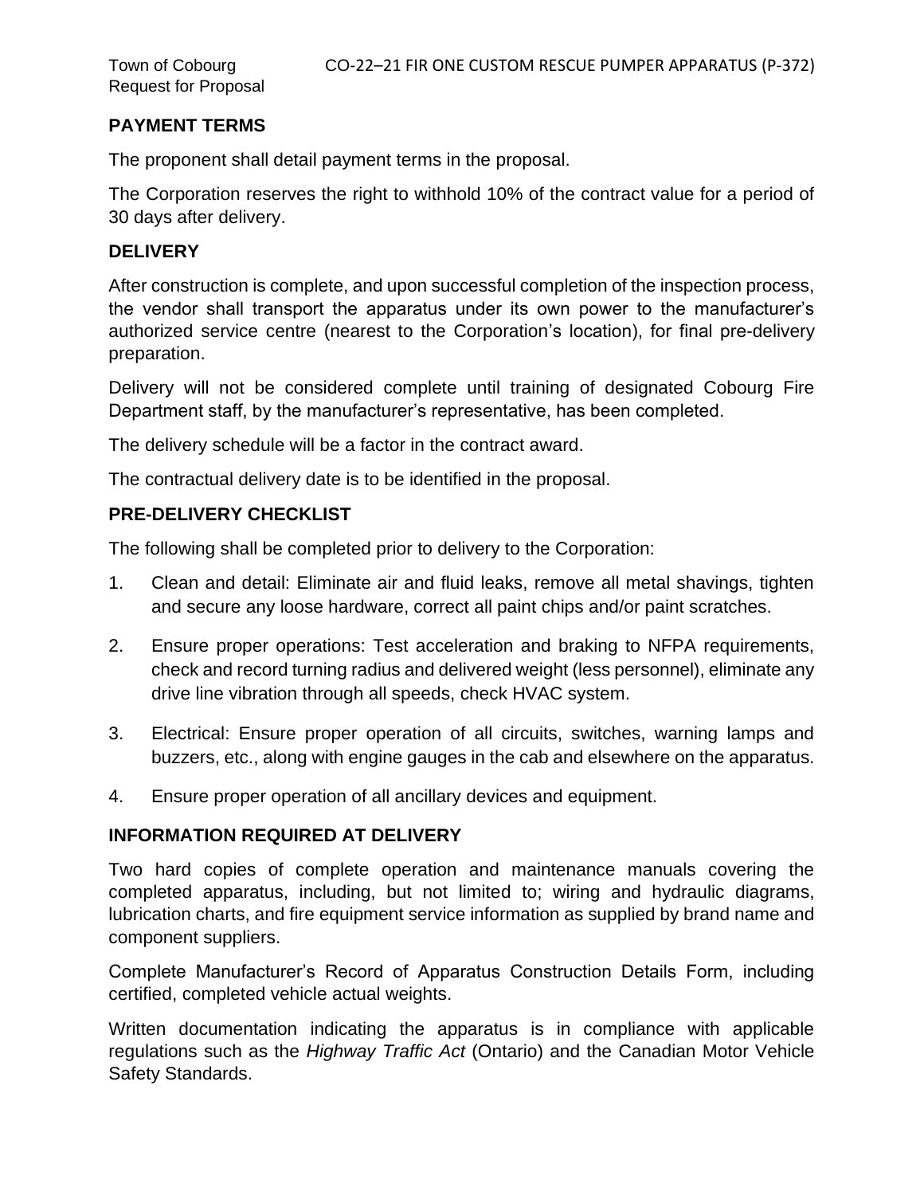## PAYMENT TERMS

The proponent shall detail payment terms in the proposal.

The Corporation reserves the right to withhold 10% of the contract value for a period of 30 days after delivery.

## DELIVERY

After construction is complete, and upon successful completion of the inspection process, the vendor shall transport the apparatus under its own power to the manufacturer's authorized service centre (nearest to the Corporation's location), for final pre-delivery preparation.

Delivery will not be considered complete until training of designated Cobourg Fire Department staff, by the manufacturer's representative, has been completed.

The delivery schedule will be a factor in the contract award.

The contractual delivery date is to be identified in the proposal.

## PRE-DELIVERY CHECKLIST

The following shall be completed prior to delivery to the Corporation:

1. Clean and detail: Eliminate air and fluid leaks, remove all metal shavings, tighten and secure any loose hardware, correct all paint chips and/or paint scratches.
2. Ensure proper operations: Test acceleration and braking to NFPA requirements, check and record turning radius and delivered weight (less personnel), eliminate any drive line vibration through all speeds, check HVAC system.
3. Electrical: Ensure proper operation of all circuits, switches, warning lamps and buzzers, etc., along with engine gauges in the cab and elsewhere on the apparatus.
4. Ensure proper operation of all ancillary devices and equipment.

## INFORMATION REQUIRED AT DELIVERY

Two hard copies of complete operation and maintenance manuals covering the completed apparatus, including, but not limited to; wiring and hydraulic diagrams, lubrication charts, and fire equipment service information as supplied by brand name and component suppliers.

Complete Manufacturer's Record of Apparatus Construction Details Form, including certified, completed vehicle actual weights.

Written documentation indicating the apparatus is in compliance with applicable regulations such as the *Highway Traffic Act* (Ontario) and the Canadian Motor Vehicle Safety Standards.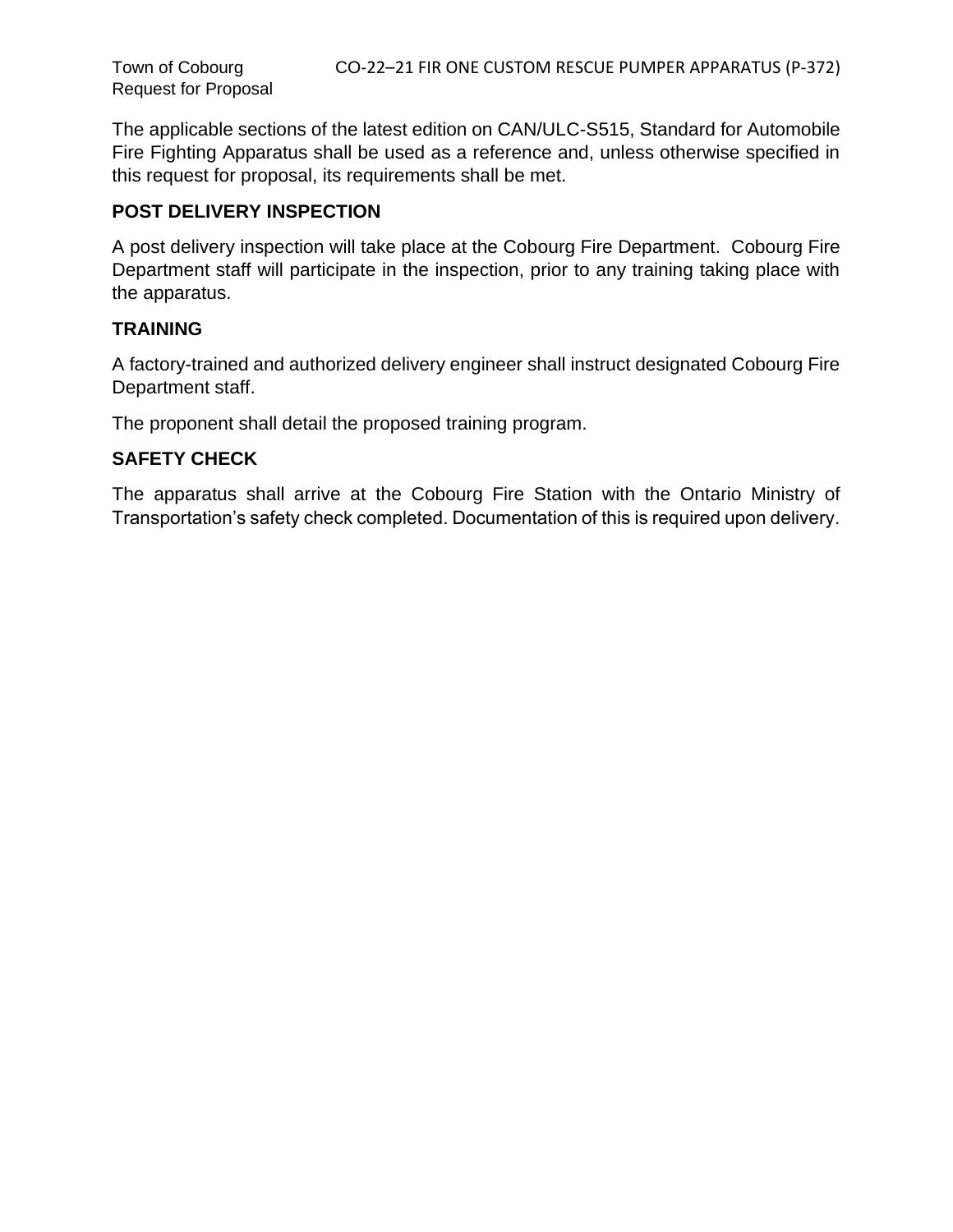The applicable sections of the latest edition on CAN/ULC-S515, Standard for Automobile Fire Fighting Apparatus shall be used as a reference and, unless otherwise specified in this request for proposal, its requirements shall be met.

## POST DELIVERY INSPECTION

A post delivery inspection will take place at the Cobourg Fire Department. Cobourg Fire Department staff will participate in the inspection, prior to any training taking place with the apparatus.

## TRAINING

A factory-trained and authorized delivery engineer shall instruct designated Cobourg Fire Department staff.

The proponent shall detail the proposed training program.

## SAFETY CHECK

The apparatus shall arrive at the Cobourg Fire Station with the Ontario Ministry of Transportation's safety check completed. Documentation of this is required upon delivery.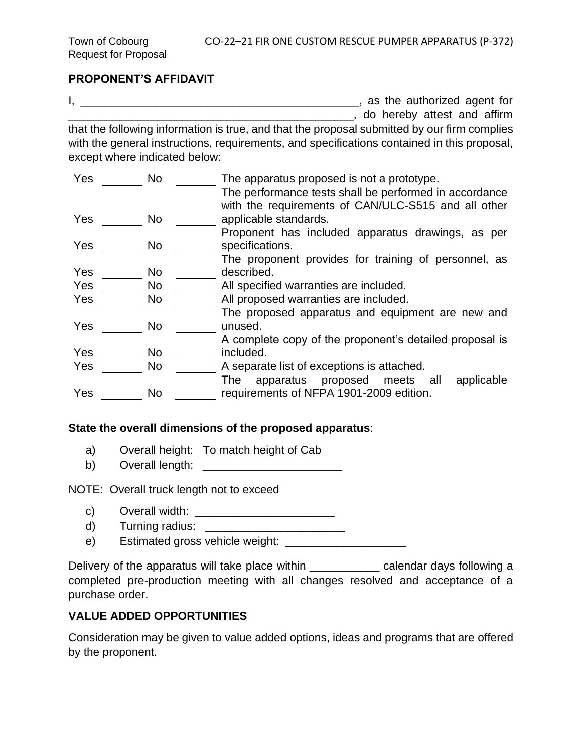## PROPONENT'S AFFIDAVIT

I, _____________________________________________, as the authorized agent for _____________________________________________, do hereby attest and affirm that the following information is true, and that the proposal submitted by our firm complies with the general instructions, requirements, and specifications contained in this proposal, except where indicated below:

| | | |
|---|---|---|
| Yes ______ | No ______ | The apparatus proposed is not a prototype. |
| Yes ______ | No ______ | The performance tests shall be performed in accordance with the requirements of CAN/ULC-S515 and all other applicable standards. |
| Yes ______ | No ______ | Proponent has included apparatus drawings, as per specifications. |
| Yes ______ | No ______ | The proponent provides for training of personnel, as described. |
| Yes ______ | No ______ | All specified warranties are included. |
| Yes ______ | No ______ | All proposed warranties are included. |
| Yes ______ | No ______ | The proposed apparatus and equipment are new and unused. |
| Yes ______ | No ______ | A complete copy of the proponent's detailed proposal is included. |
| Yes ______ | No ______ | A separate list of exceptions is attached. |
| Yes ______ | No ______ | The apparatus proposed meets all applicable requirements of NFPA 1901-2009 edition. |

**State the overall dimensions of the proposed apparatus**:

a) Overall height: To match height of Cab

b) Overall length: _____________________

NOTE: Overall truck length not to exceed

c) Overall width: _____________________

d) Turning radius: _____________________

e) Estimated gross vehicle weight: ___________________

Delivery of the apparatus will take place within ___________ calendar days following a completed pre-production meeting with all changes resolved and acceptance of a purchase order.

## VALUE ADDED OPPORTUNITIES

Consideration may be given to value added options, ideas and programs that are offered by the proponent.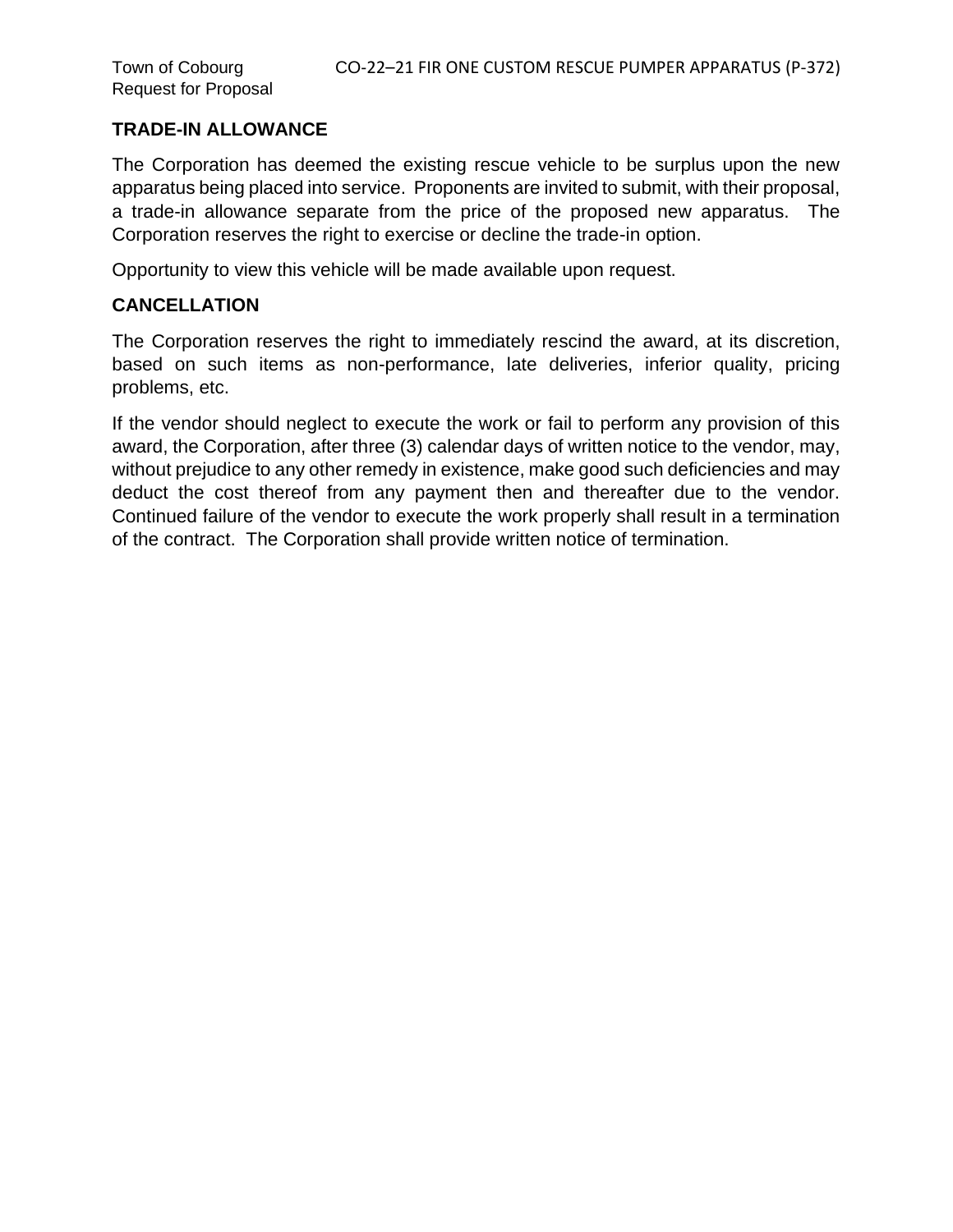## TRADE-IN ALLOWANCE

The Corporation has deemed the existing rescue vehicle to be surplus upon the new apparatus being placed into service. Proponents are invited to submit, with their proposal, a trade-in allowance separate from the price of the proposed new apparatus. The Corporation reserves the right to exercise or decline the trade-in option.

Opportunity to view this vehicle will be made available upon request.

## CANCELLATION

The Corporation reserves the right to immediately rescind the award, at its discretion, based on such items as non-performance, late deliveries, inferior quality, pricing problems, etc.

If the vendor should neglect to execute the work or fail to perform any provision of this award, the Corporation, after three (3) calendar days of written notice to the vendor, may, without prejudice to any other remedy in existence, make good such deficiencies and may deduct the cost thereof from any payment then and thereafter due to the vendor. Continued failure of the vendor to execute the work properly shall result in a termination of the contract. The Corporation shall provide written notice of termination.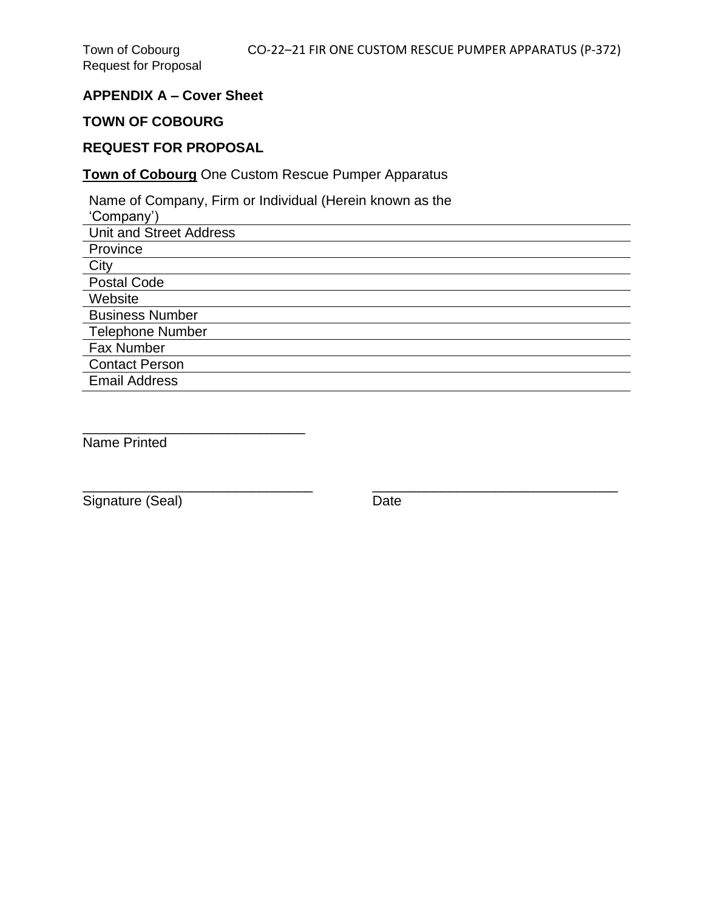**APPENDIX A – Cover Sheet**

**TOWN OF COBOURG**

**REQUEST FOR PROPOSAL**

**Town of Cobourg** One Custom Rescue Pumper Apparatus

| |
|---|
| Name of Company, Firm or Individual (Herein known as the 'Company') |
| Unit and Street Address |
| Province |
| City |
| Postal Code |
| Website |
| Business Number |
| Telephone Number |
| Fax Number |
| Contact Person |
| Email Address |

______________________________
Name Printed

______________________________ ______________________________
Signature (Seal) Date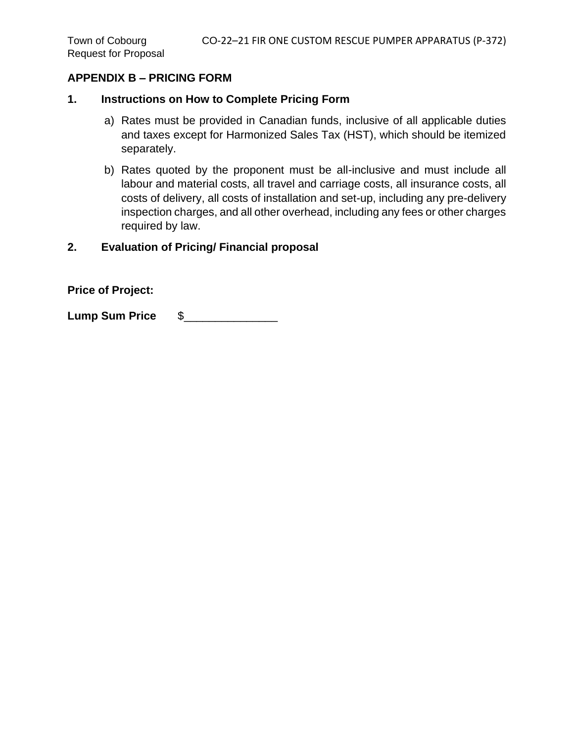## APPENDIX B – PRICING FORM

### 1. Instructions on How to Complete Pricing Form

a) Rates must be provided in Canadian funds, inclusive of all applicable duties and taxes except for Harmonized Sales Tax (HST), which should be itemized separately.

b) Rates quoted by the proponent must be all-inclusive and must include all labour and material costs, all travel and carriage costs, all insurance costs, all costs of delivery, all costs of installation and set-up, including any pre-delivery inspection charges, and all other overhead, including any fees or other charges required by law.

### 2. Evaluation of Pricing/ Financial proposal

**Price of Project:**

**Lump Sum Price** $_______________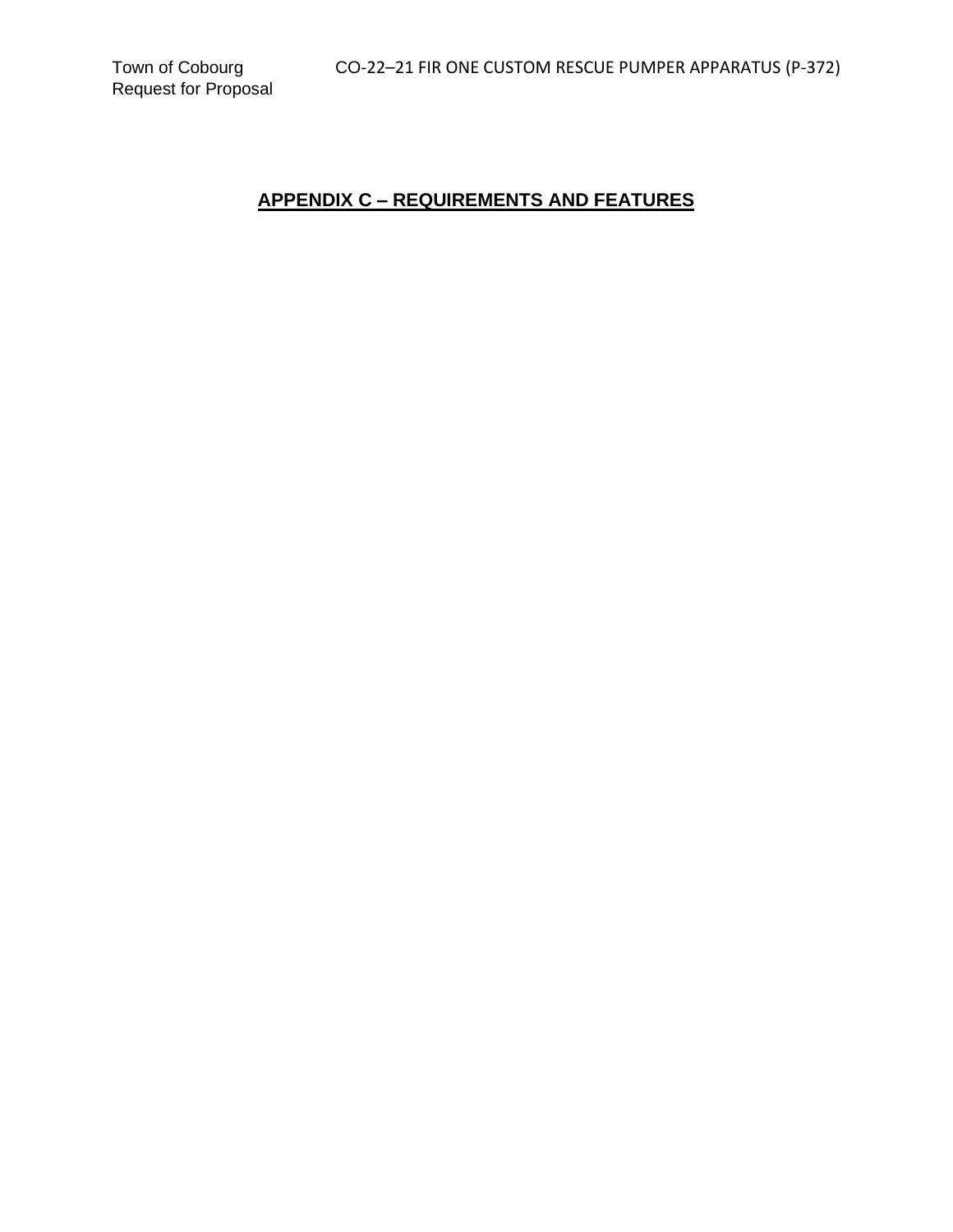# APPENDIX C – REQUIREMENTS AND FEATURES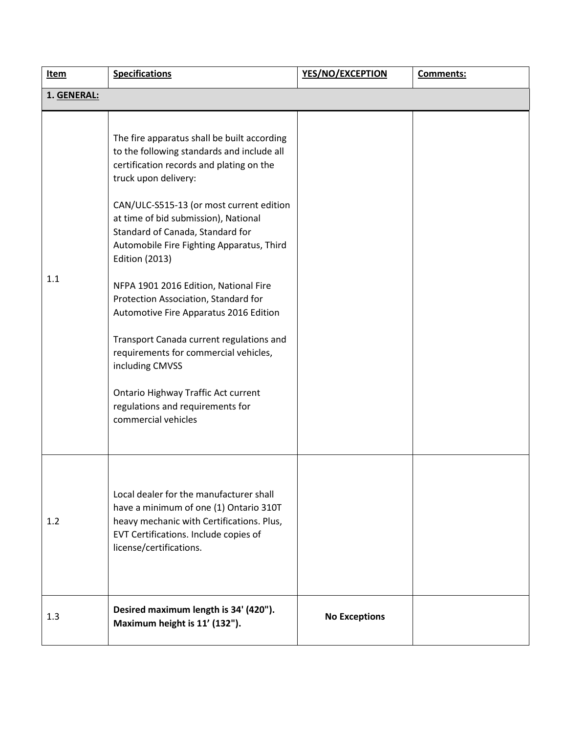| **Item** | **Specifications** | **YES/NO/EXCEPTION** | **Comments:** |
|---|---|---|---|
| **1. GENERAL:** | | | |
| 1.1 | The fire apparatus shall be built according to the following standards and include all certification records and plating on the truck upon delivery:<br><br>CAN/ULC-S515-13 (or most current edition at time of bid submission), National Standard of Canada, Standard for Automobile Fire Fighting Apparatus, Third Edition (2013)<br><br>NFPA 1901 2016 Edition, National Fire Protection Association, Standard for Automotive Fire Apparatus 2016 Edition<br><br>Transport Canada current regulations and requirements for commercial vehicles, including CMVSS<br><br>Ontario Highway Traffic Act current regulations and requirements for commercial vehicles | | |
| 1.2 | Local dealer for the manufacturer shall have a minimum of one (1) Ontario 310T heavy mechanic with Certifications. Plus, EVT Certifications. Include copies of license/certifications. | | |
| 1.3 | **Desired maximum length is 34' (420"). Maximum height is 11' (132").** | **No Exceptions** | |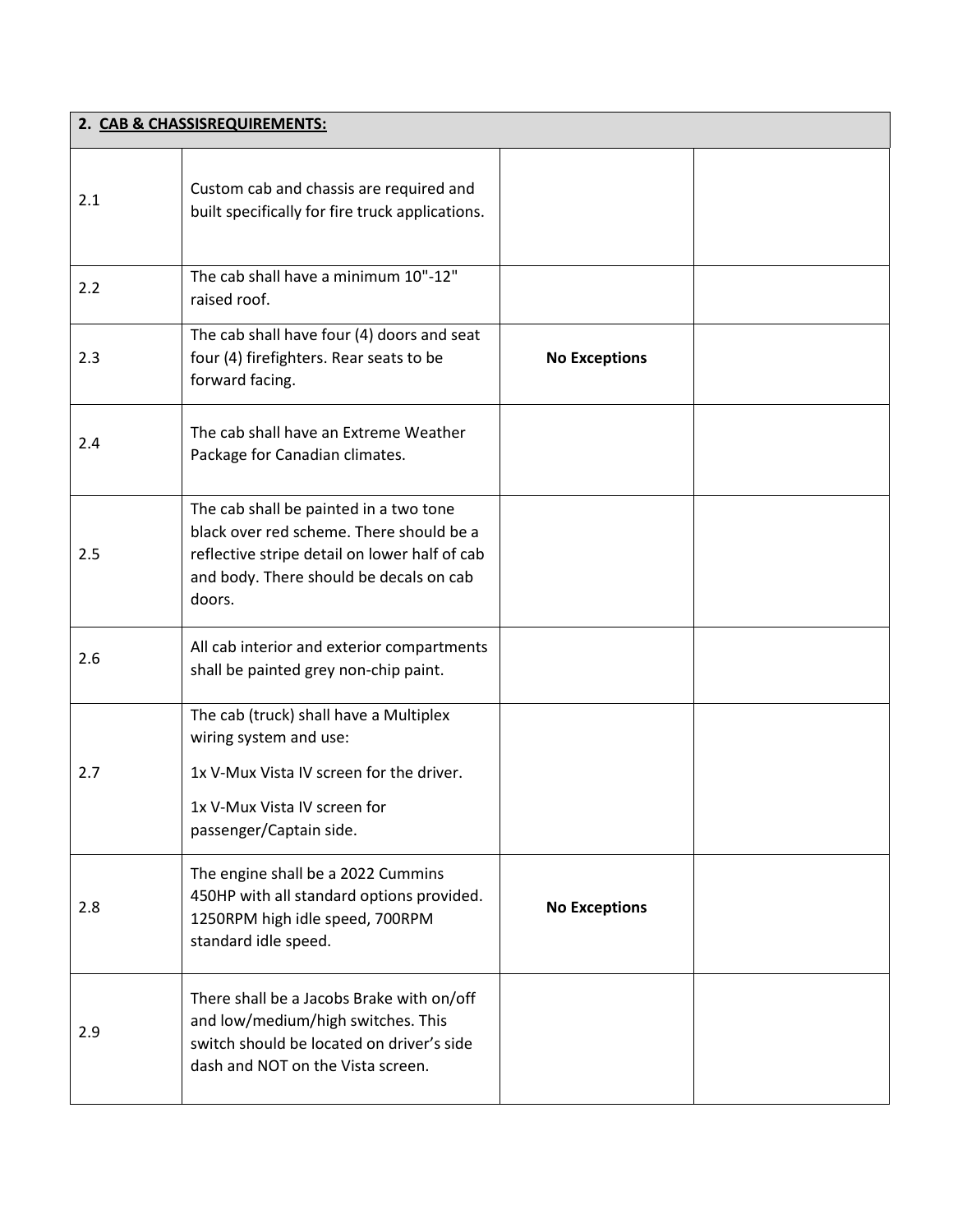| 2. CAB & CHASSISREQUIREMENTS: | | | |
|---|---|---|---|
| 2.1 | Custom cab and chassis are required and built specifically for fire truck applications. | | |
| 2.2 | The cab shall have a minimum 10"-12" raised roof. | | |
| 2.3 | The cab shall have four (4) doors and seat four (4) firefighters. Rear seats to be forward facing. | **No Exceptions** | |
| 2.4 | The cab shall have an Extreme Weather Package for Canadian climates. | | |
| 2.5 | The cab shall be painted in a two tone black over red scheme. There should be a reflective stripe detail on lower half of cab and body. There should be decals on cab doors. | | |
| 2.6 | All cab interior and exterior compartments shall be painted grey non-chip paint. | | |
| 2.7 | The cab (truck) shall have a Multiplex wiring system and use:<br>1x V-Mux Vista IV screen for the driver.<br>1x V-Mux Vista IV screen for passenger/Captain side. | | |
| 2.8 | The engine shall be a 2022 Cummins 450HP with all standard options provided. 1250RPM high idle speed, 700RPM standard idle speed. | **No Exceptions** | |
| 2.9 | There shall be a Jacobs Brake with on/off and low/medium/high switches. This switch should be located on driver's side dash and NOT on the Vista screen. | | |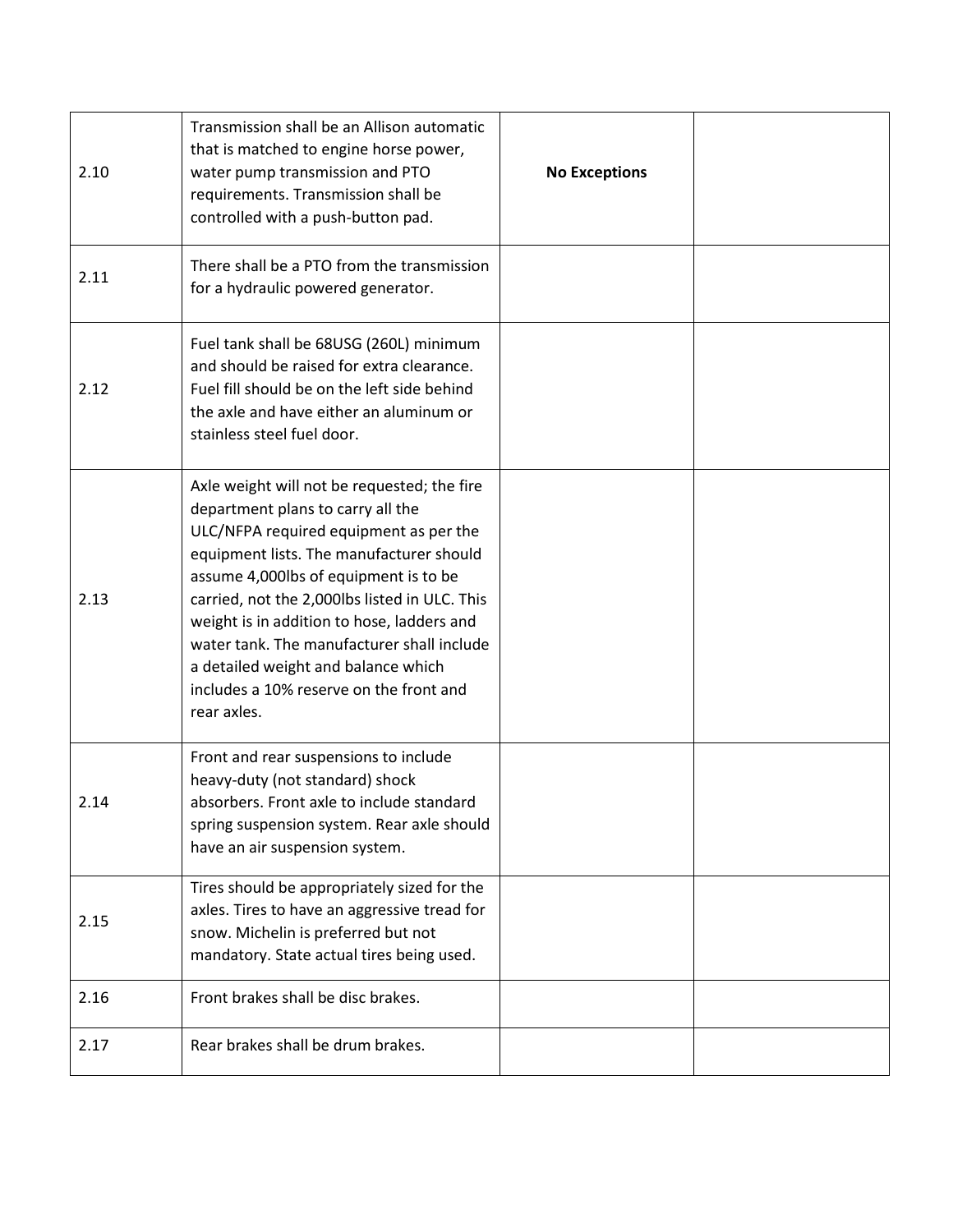| | | | |
|---|---|---|---|
| 2.10 | Transmission shall be an Allison automatic that is matched to engine horse power, water pump transmission and PTO requirements. Transmission shall be controlled with a push-button pad. | **No Exceptions** | |
| 2.11 | There shall be a PTO from the transmission for a hydraulic powered generator. | | |
| 2.12 | Fuel tank shall be 68USG (260L) minimum and should be raised for extra clearance. Fuel fill should be on the left side behind the axle and have either an aluminum or stainless steel fuel door. | | |
| 2.13 | Axle weight will not be requested; the fire department plans to carry all the ULC/NFPA required equipment as per the equipment lists. The manufacturer should assume 4,000lbs of equipment is to be carried, not the 2,000lbs listed in ULC. This weight is in addition to hose, ladders and water tank. The manufacturer shall include a detailed weight and balance which includes a 10% reserve on the front and rear axles. | | |
| 2.14 | Front and rear suspensions to include heavy-duty (not standard) shock absorbers. Front axle to include standard spring suspension system. Rear axle should have an air suspension system. | | |
| 2.15 | Tires should be appropriately sized for the axles. Tires to have an aggressive tread for snow. Michelin is preferred but not mandatory. State actual tires being used. | | |
| 2.16 | Front brakes shall be disc brakes. | | |
| 2.17 | Rear brakes shall be drum brakes. | | |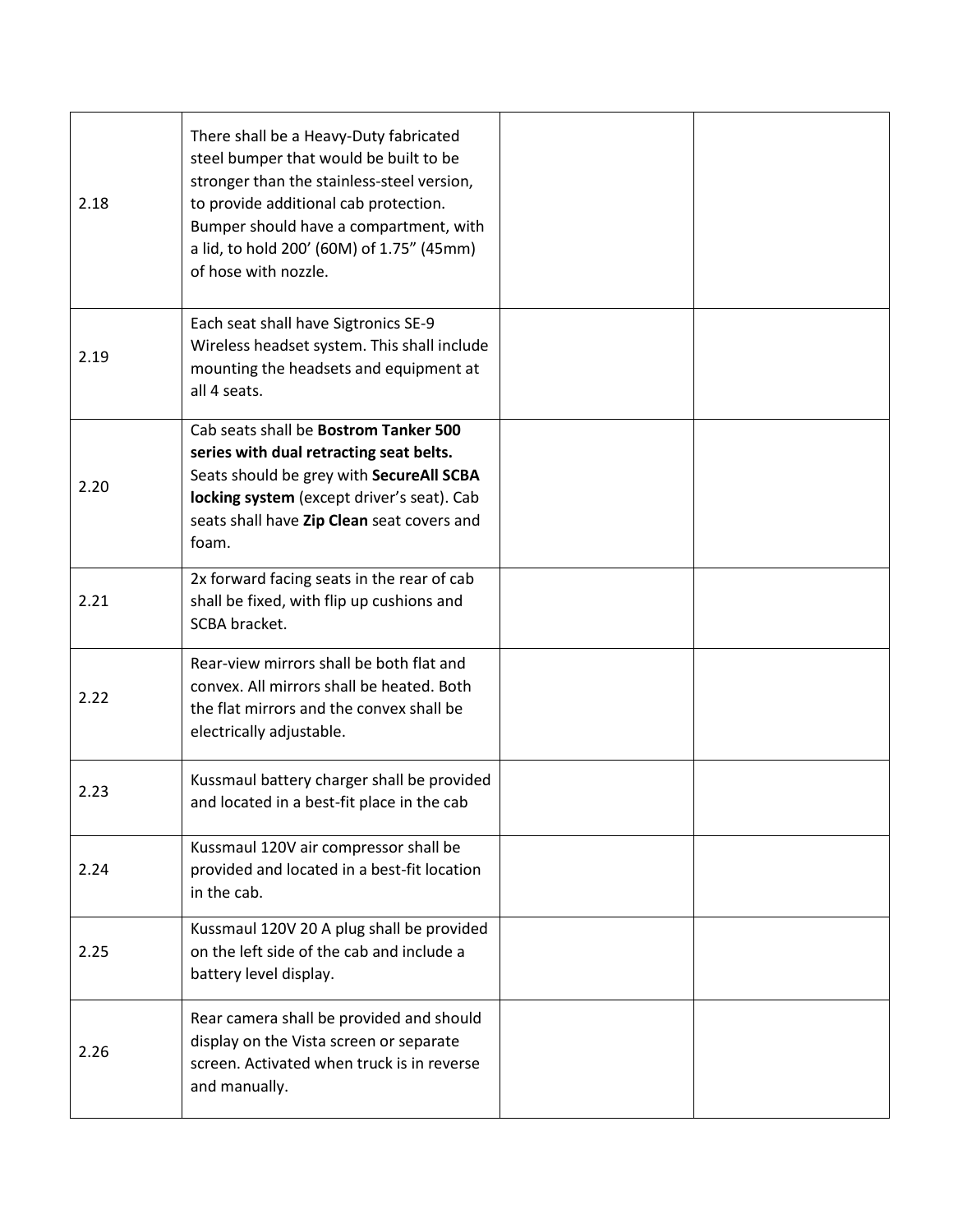| | | | |
|---|---|---|---|
| 2.18 | There shall be a Heavy-Duty fabricated steel bumper that would be built to be stronger than the stainless-steel version, to provide additional cab protection. Bumper should have a compartment, with a lid, to hold 200' (60M) of 1.75" (45mm) of hose with nozzle. | | |
| 2.19 | Each seat shall have Sigtronics SE-9 Wireless headset system. This shall include mounting the headsets and equipment at all 4 seats. | | |
| 2.20 | Cab seats shall be **Bostrom Tanker 500 series with dual retracting seat belts.** Seats should be grey with **SecureAll SCBA locking system** (except driver's seat). Cab seats shall have **Zip Clean** seat covers and foam. | | |
| 2.21 | 2x forward facing seats in the rear of cab shall be fixed, with flip up cushions and SCBA bracket. | | |
| 2.22 | Rear-view mirrors shall be both flat and convex. All mirrors shall be heated. Both the flat mirrors and the convex shall be electrically adjustable. | | |
| 2.23 | Kussmaul battery charger shall be provided and located in a best-fit place in the cab | | |
| 2.24 | Kussmaul 120V air compressor shall be provided and located in a best-fit location in the cab. | | |
| 2.25 | Kussmaul 120V 20 A plug shall be provided on the left side of the cab and include a battery level display. | | |
| 2.26 | Rear camera shall be provided and should display on the Vista screen or separate screen. Activated when truck is in reverse and manually. | | |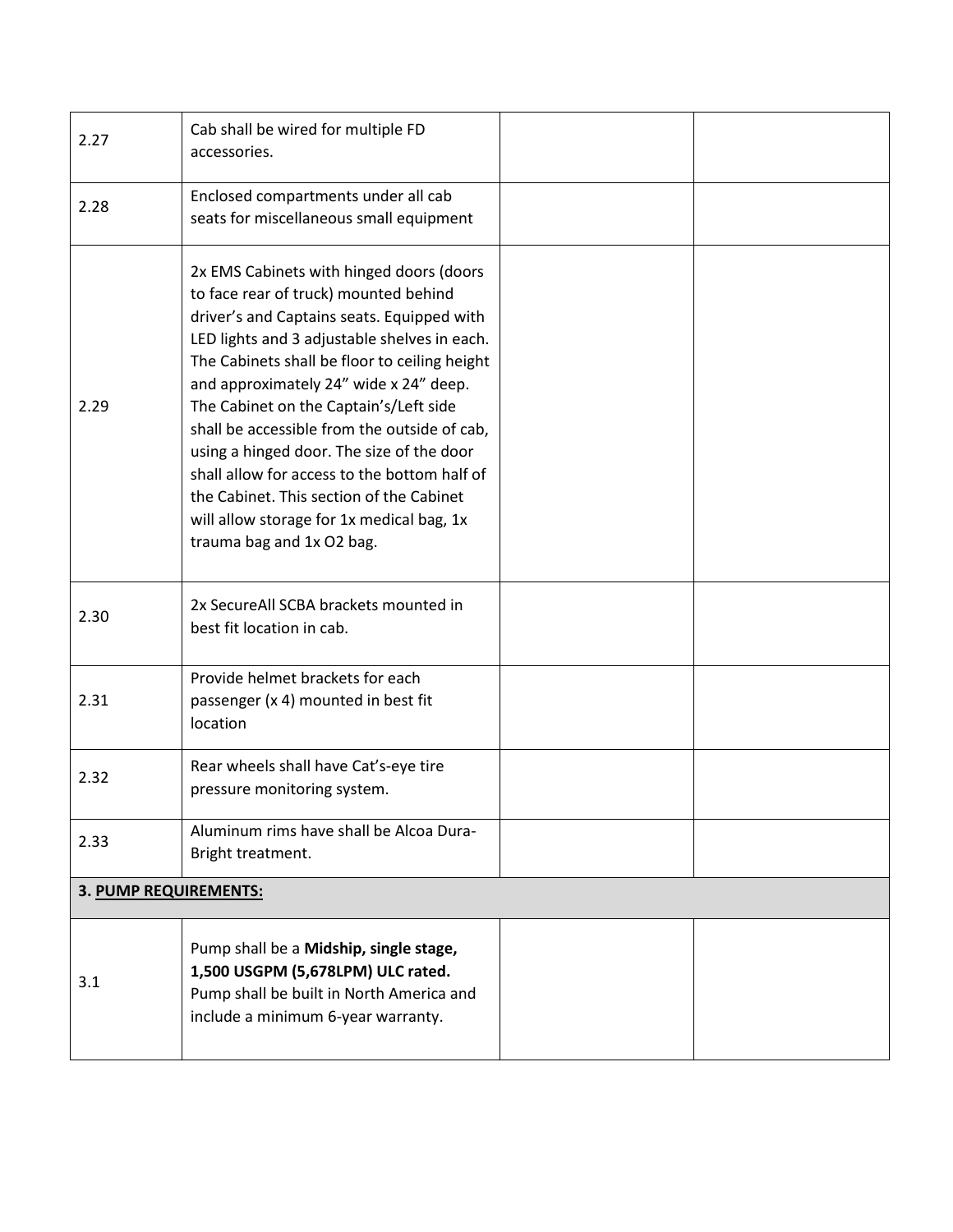| | | | |
|---|---|---|---|
| 2.27 | Cab shall be wired for multiple FD accessories. | | |
| 2.28 | Enclosed compartments under all cab seats for miscellaneous small equipment | | |
| 2.29 | 2x EMS Cabinets with hinged doors (doors to face rear of truck) mounted behind driver's and Captains seats. Equipped with LED lights and 3 adjustable shelves in each. The Cabinets shall be floor to ceiling height and approximately 24" wide x 24" deep. The Cabinet on the Captain's/Left side shall be accessible from the outside of cab, using a hinged door. The size of the door shall allow for access to the bottom half of the Cabinet. This section of the Cabinet will allow storage for 1x medical bag, 1x trauma bag and 1x O2 bag. | | |
| 2.30 | 2x SecureAll SCBA brackets mounted in best fit location in cab. | | |
| 2.31 | Provide helmet brackets for each passenger (x 4) mounted in best fit location | | |
| 2.32 | Rear wheels shall have Cat's-eye tire pressure monitoring system. | | |
| 2.33 | Aluminum rims have shall be Alcoa Dura-Bright treatment. | | |
| **3. PUMP REQUIREMENTS:** | | | |
| 3.1 | Pump shall be a **Midship, single stage, 1,500 USGPM (5,678LPM) ULC rated.** Pump shall be built in North America and include a minimum 6-year warranty. | | |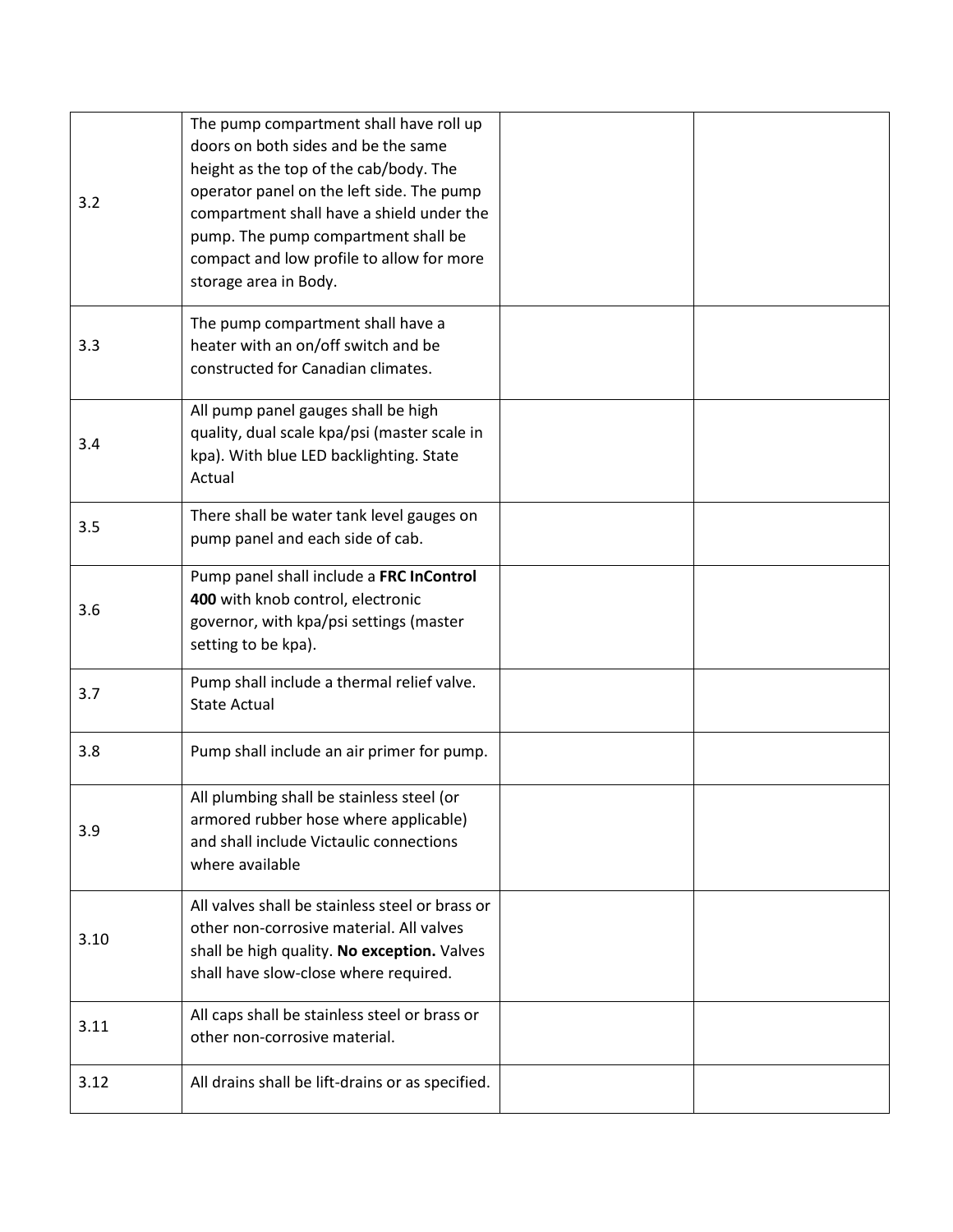| | | | |
|---|---|---|---|
| 3.2 | The pump compartment shall have roll up doors on both sides and be the same height as the top of the cab/body. The operator panel on the left side. The pump compartment shall have a shield under the pump. The pump compartment shall be compact and low profile to allow for more storage area in Body. | | |
| 3.3 | The pump compartment shall have a heater with an on/off switch and be constructed for Canadian climates. | | |
| 3.4 | All pump panel gauges shall be high quality, dual scale kpa/psi (master scale in kpa). With blue LED backlighting. State Actual | | |
| 3.5 | There shall be water tank level gauges on pump panel and each side of cab. | | |
| 3.6 | Pump panel shall include a **FRC InControl 400** with knob control, electronic governor, with kpa/psi settings (master setting to be kpa). | | |
| 3.7 | Pump shall include a thermal relief valve. State Actual | | |
| 3.8 | Pump shall include an air primer for pump. | | |
| 3.9 | All plumbing shall be stainless steel (or armored rubber hose where applicable) and shall include Victaulic connections where available | | |
| 3.10 | All valves shall be stainless steel or brass or other non-corrosive material. All valves shall be high quality. **No exception.** Valves shall have slow-close where required. | | |
| 3.11 | All caps shall be stainless steel or brass or other non-corrosive material. | | |
| 3.12 | All drains shall be lift-drains or as specified. | | |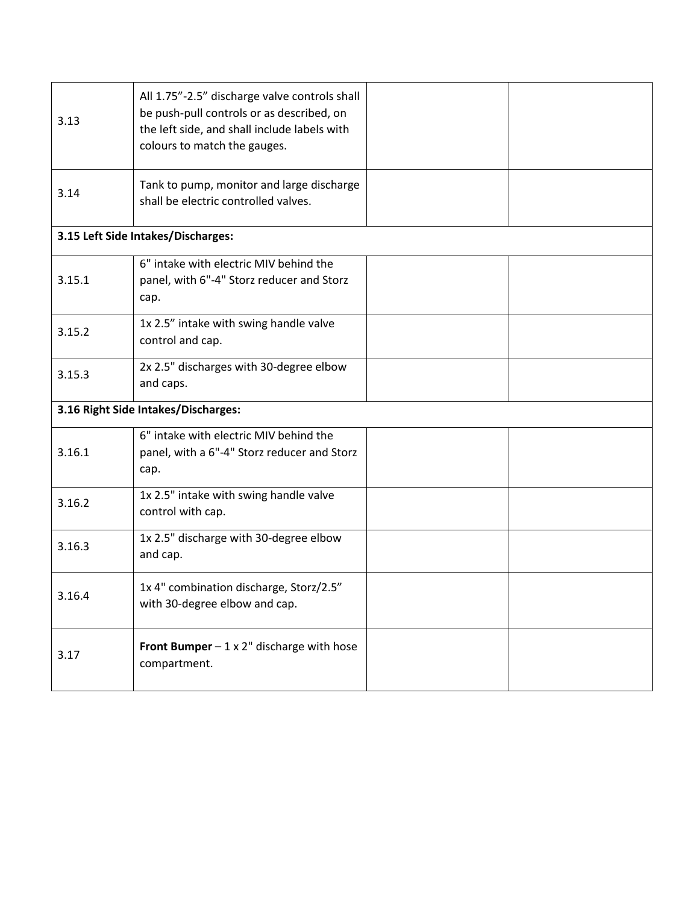| | | | |
|---|---|---|---|
| 3.13 | All 1.75”-2.5” discharge valve controls shall be push-pull controls or as described, on the left side, and shall include labels with colours to match the gauges. | | |
| 3.14 | Tank to pump, monitor and large discharge shall be electric controlled valves. | | |
| **3.15 Left Side Intakes/Discharges:** | | | |
| 3.15.1 | 6" intake with electric MIV behind the panel, with 6"-4" Storz reducer and Storz cap. | | |
| 3.15.2 | 1x 2.5” intake with swing handle valve control and cap. | | |
| 3.15.3 | 2x 2.5" discharges with 30-degree elbow and caps. | | |
| **3.16 Right Side Intakes/Discharges:** | | | |
| 3.16.1 | 6" intake with electric MIV behind the panel, with a 6"-4" Storz reducer and Storz cap. | | |
| 3.16.2 | 1x 2.5" intake with swing handle valve control with cap. | | |
| 3.16.3 | 1x 2.5" discharge with 30-degree elbow and cap. | | |
| 3.16.4 | 1x 4" combination discharge, Storz/2.5” with 30-degree elbow and cap. | | |
| 3.17 | **Front Bumper** – 1 x 2" discharge with hose compartment. | | |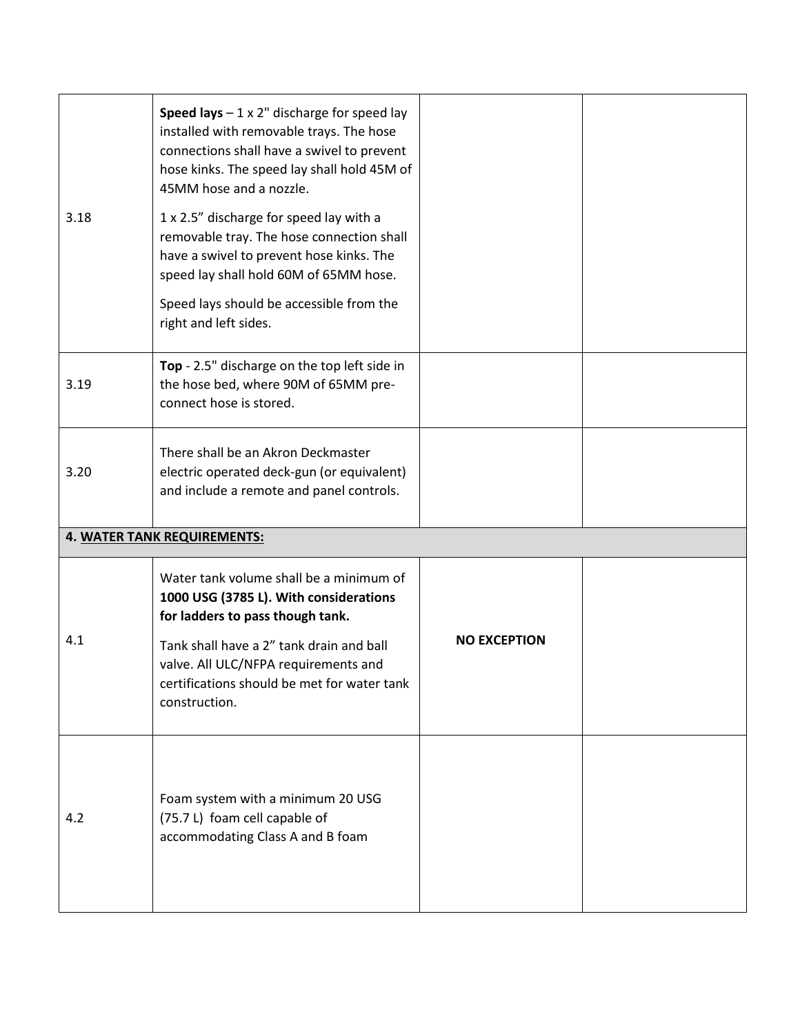| | | | |
|---|---|---|---|
| 3.18 | **Speed lays** – 1 x 2" discharge for speed lay installed with removable trays. The hose connections shall have a swivel to prevent hose kinks. The speed lay shall hold 45M of 45MM hose and a nozzle.<br><br>1 x 2.5" discharge for speed lay with a removable tray. The hose connection shall have a swivel to prevent hose kinks. The speed lay shall hold 60M of 65MM hose.<br><br>Speed lays should be accessible from the right and left sides. | | |
| 3.19 | **Top** - 2.5" discharge on the top left side in the hose bed, where 90M of 65MM pre-connect hose is stored. | | |
| 3.20 | There shall be an Akron Deckmaster electric operated deck-gun (or equivalent) and include a remote and panel controls. | | |
| **4. WATER TANK REQUIREMENTS:** | | | |
| 4.1 | Water tank volume shall be a minimum of **1000 USG (3785 L). With considerations for ladders to pass though tank.**<br><br>Tank shall have a 2" tank drain and ball valve. All ULC/NFPA requirements and certifications should be met for water tank construction. | **NO EXCEPTION** | |
| 4.2 | Foam system with a minimum 20 USG (75.7 L) foam cell capable of accommodating Class A and B foam | | |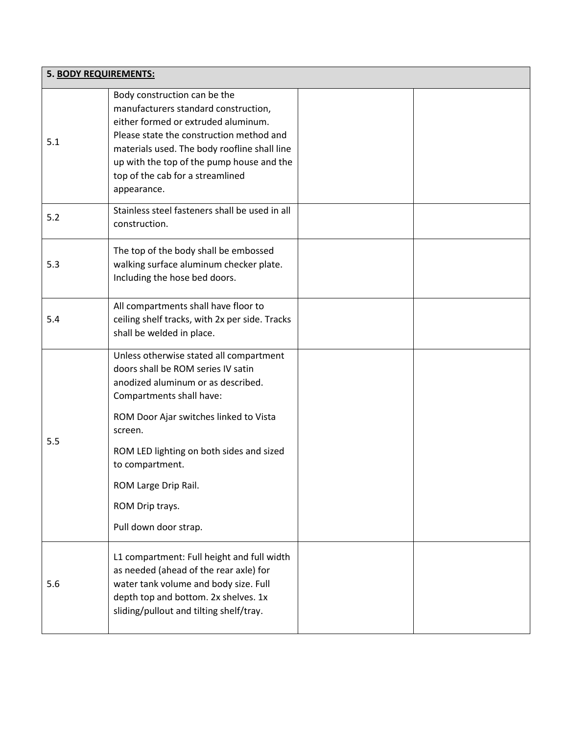| 5. <u>BODY REQUIREMENTS:</u> | | | |
|---|---|---|---|
| 5.1 | Body construction can be the manufacturers standard construction, either formed or extruded aluminum. Please state the construction method and materials used. The body roofline shall line up with the top of the pump house and the top of the cab for a streamlined appearance. | | |
| 5.2 | Stainless steel fasteners shall be used in all construction. | | |
| 5.3 | The top of the body shall be embossed walking surface aluminum checker plate. Including the hose bed doors. | | |
| 5.4 | All compartments shall have floor to ceiling shelf tracks, with 2x per side. Tracks shall be welded in place. | | |
| 5.5 | Unless otherwise stated all compartment doors shall be ROM series IV satin anodized aluminum or as described. Compartments shall have:<br><br>ROM Door Ajar switches linked to Vista screen.<br><br>ROM LED lighting on both sides and sized to compartment.<br><br>ROM Large Drip Rail.<br><br>ROM Drip trays.<br><br>Pull down door strap. | | |
| 5.6 | L1 compartment: Full height and full width as needed (ahead of the rear axle) for water tank volume and body size. Full depth top and bottom. 2x shelves. 1x sliding/pullout and tilting shelf/tray. | | |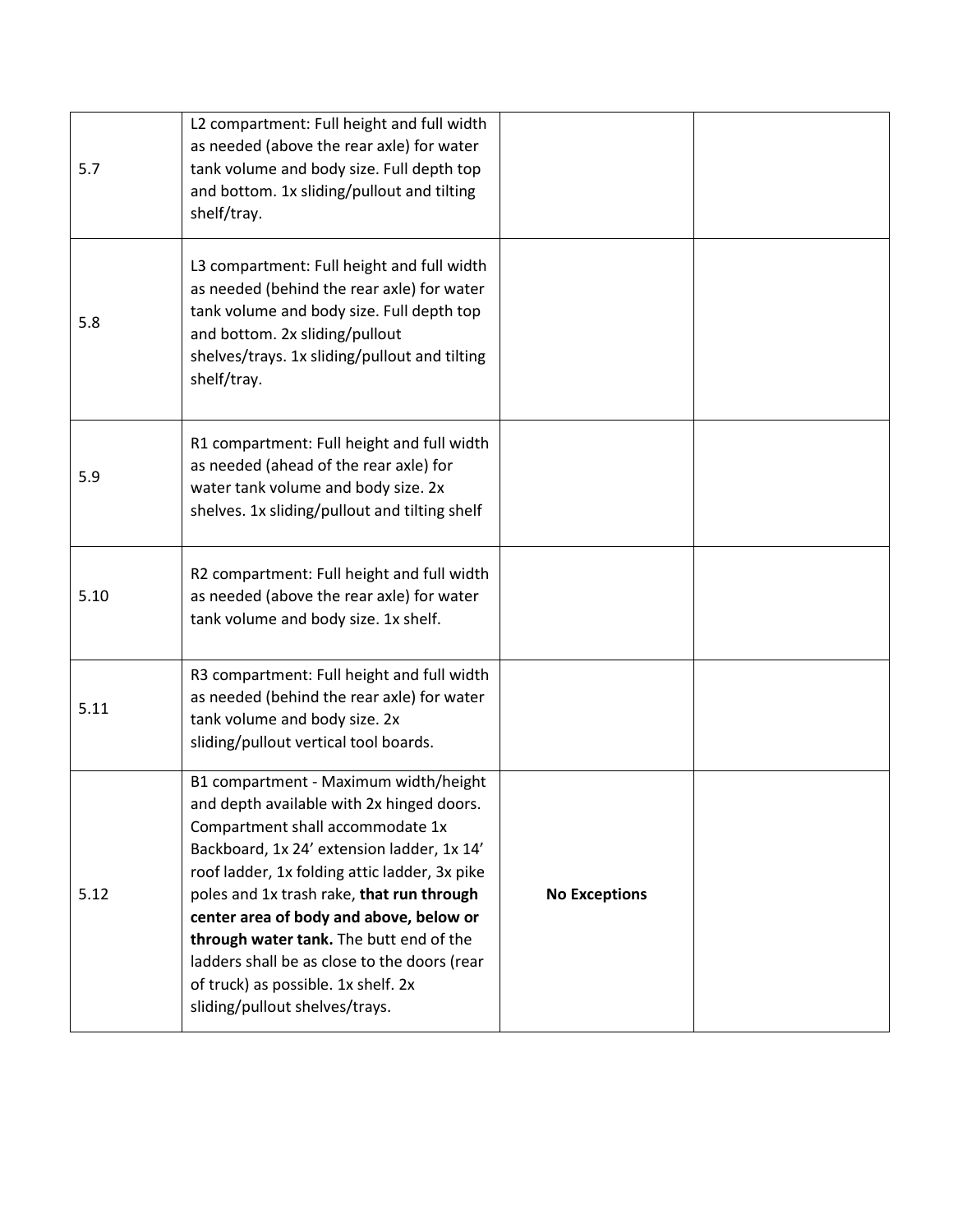| | | | |
|---|---|---|---|
| 5.7 | L2 compartment: Full height and full width as needed (above the rear axle) for water tank volume and body size. Full depth top and bottom. 1x sliding/pullout and tilting shelf/tray. | | |
| 5.8 | L3 compartment: Full height and full width as needed (behind the rear axle) for water tank volume and body size. Full depth top and bottom. 2x sliding/pullout shelves/trays. 1x sliding/pullout and tilting shelf/tray. | | |
| 5.9 | R1 compartment: Full height and full width as needed (ahead of the rear axle) for water tank volume and body size. 2x shelves. 1x sliding/pullout and tilting shelf | | |
| 5.10 | R2 compartment: Full height and full width as needed (above the rear axle) for water tank volume and body size. 1x shelf. | | |
| 5.11 | R3 compartment: Full height and full width as needed (behind the rear axle) for water tank volume and body size. 2x sliding/pullout vertical tool boards. | | |
| 5.12 | B1 compartment - Maximum width/height and depth available with 2x hinged doors. Compartment shall accommodate 1x Backboard, 1x 24' extension ladder, 1x 14' roof ladder, 1x folding attic ladder, 3x pike poles and 1x trash rake, **that run through center area of body and above, below or through water tank.** The butt end of the ladders shall be as close to the doors (rear of truck) as possible. 1x shelf. 2x sliding/pullout shelves/trays. | **No Exceptions** | |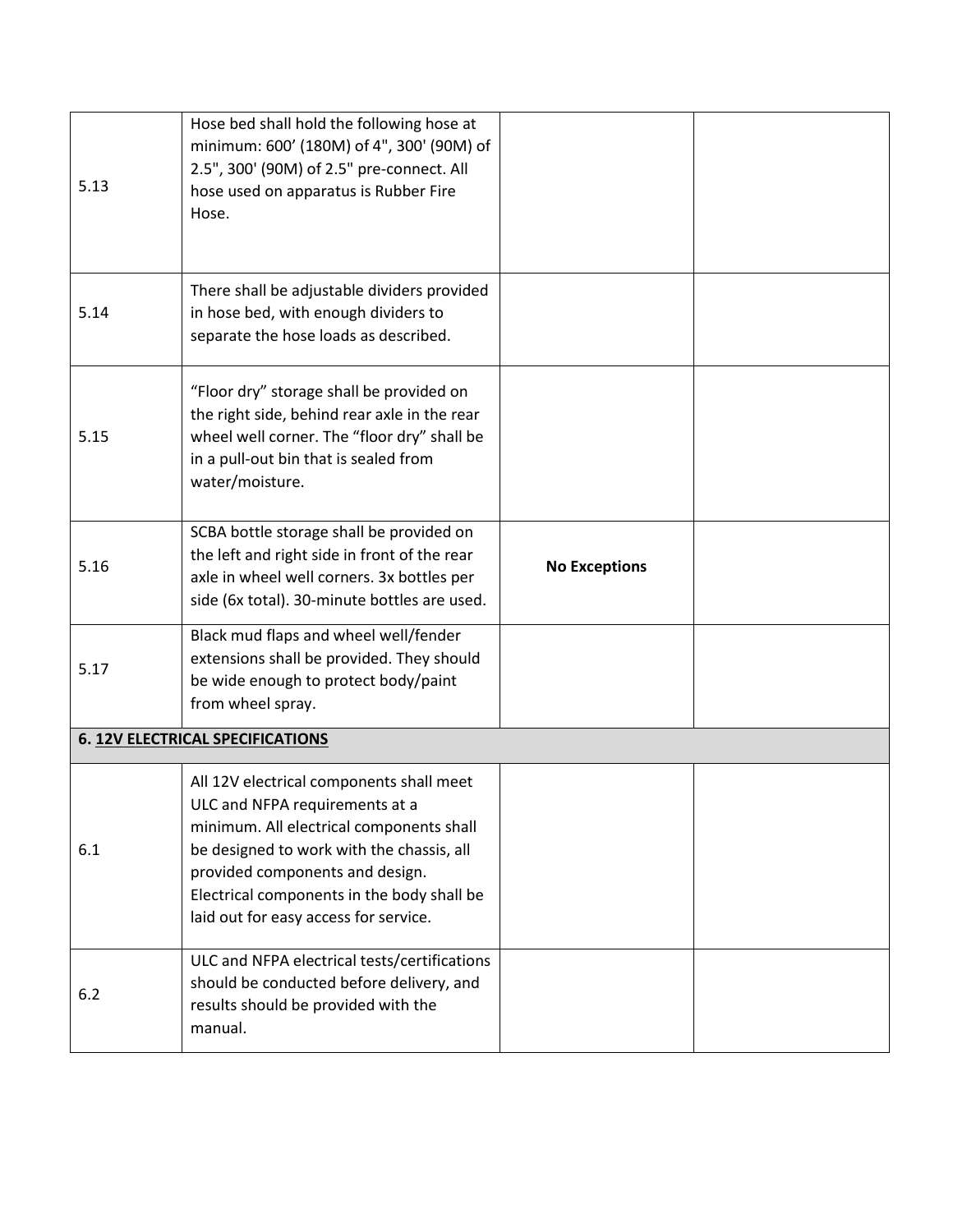| | | | |
|---|---|---|---|
| 5.13 | Hose bed shall hold the following hose at minimum: 600' (180M) of 4", 300' (90M) of 2.5", 300' (90M) of 2.5" pre-connect. All hose used on apparatus is Rubber Fire Hose. | | |
| 5.14 | There shall be adjustable dividers provided in hose bed, with enough dividers to separate the hose loads as described. | | |
| 5.15 | "Floor dry" storage shall be provided on the right side, behind rear axle in the rear wheel well corner. The "floor dry" shall be in a pull-out bin that is sealed from water/moisture. | | |
| 5.16 | SCBA bottle storage shall be provided on the left and right side in front of the rear axle in wheel well corners. 3x bottles per side (6x total). 30-minute bottles are used. | **No Exceptions** | |
| 5.17 | Black mud flaps and wheel well/fender extensions shall be provided. They should be wide enough to protect body/paint from wheel spray. | | |
| **6. 12V ELECTRICAL SPECIFICATIONS** | | | |
| 6.1 | All 12V electrical components shall meet ULC and NFPA requirements at a minimum. All electrical components shall be designed to work with the chassis, all provided components and design. Electrical components in the body shall be laid out for easy access for service. | | |
| 6.2 | ULC and NFPA electrical tests/certifications should be conducted before delivery, and results should be provided with the manual. | | |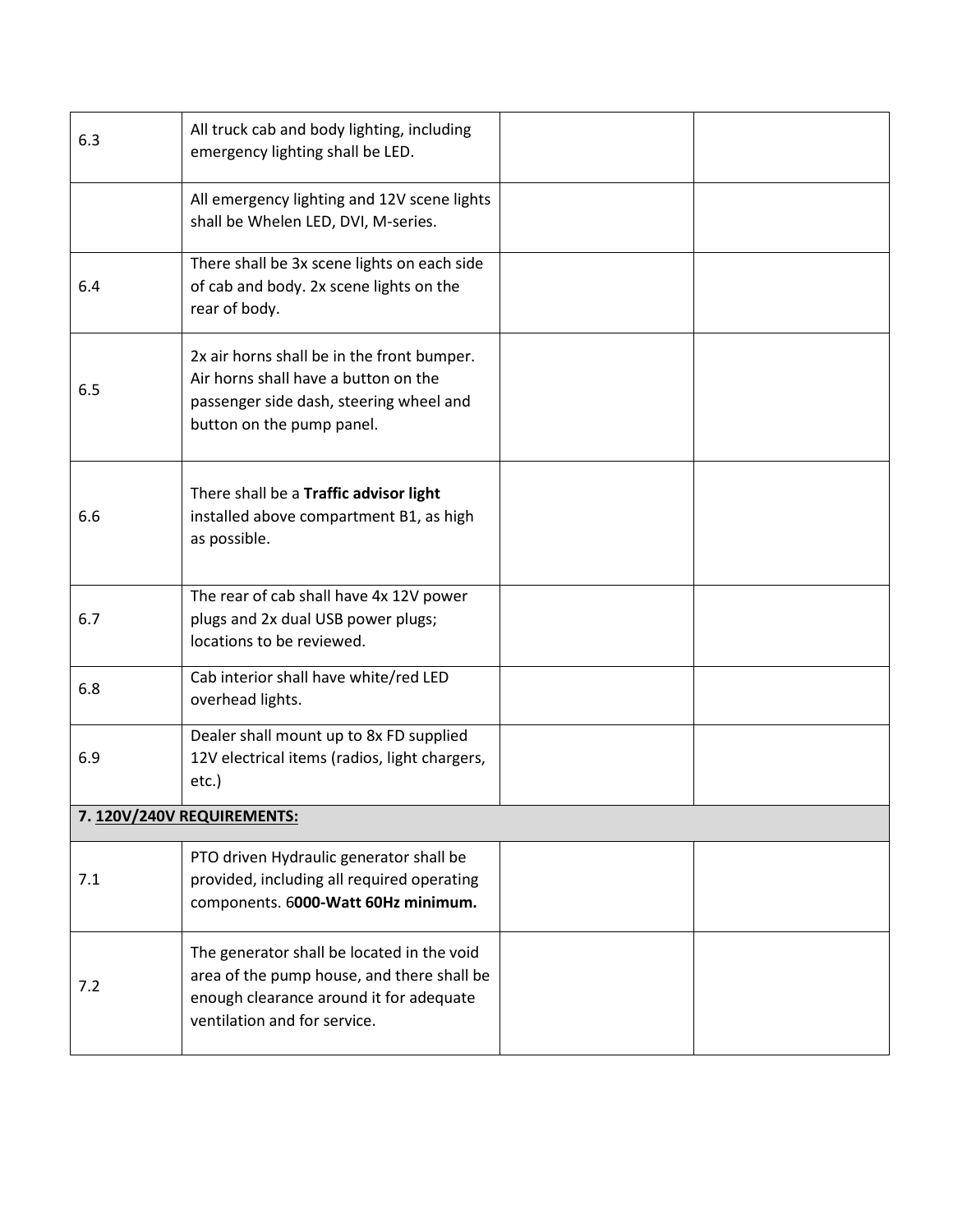| | | | |
|---|---|---|---|
| 6.3 | All truck cab and body lighting, including emergency lighting shall be LED. | | |
| | All emergency lighting and 12V scene lights shall be Whelen LED, DVI, M-series. | | |
| 6.4 | There shall be 3x scene lights on each side of cab and body. 2x scene lights on the rear of body. | | |
| 6.5 | 2x air horns shall be in the front bumper. Air horns shall have a button on the passenger side dash, steering wheel and button on the pump panel. | | |
| 6.6 | There shall be a **Traffic advisor light** installed above compartment B1, as high as possible. | | |
| 6.7 | The rear of cab shall have 4x 12V power plugs and 2x dual USB power plugs; locations to be reviewed. | | |
| 6.8 | Cab interior shall have white/red LED overhead lights. | | |
| 6.9 | Dealer shall mount up to 8x FD supplied 12V electrical items (radios, light chargers, etc.) | | |
| **7. 120V/240V REQUIREMENTS:** | | | |
| 7.1 | PTO driven Hydraulic generator shall be provided, including all required operating components. 6**000-Watt 60Hz minimum.** | | |
| 7.2 | The generator shall be located in the void area of the pump house, and there shall be enough clearance around it for adequate ventilation and for service. | | |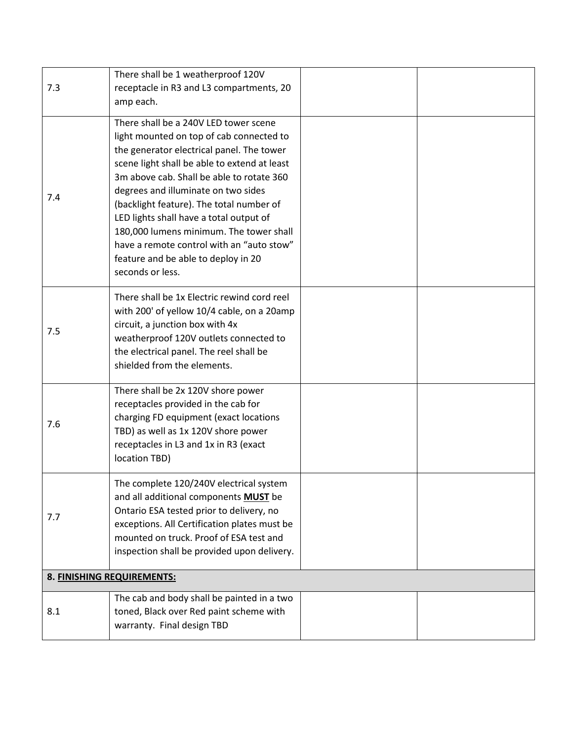| | | | |
|---|---|---|---|
| 7.3 | There shall be 1 weatherproof 120V receptacle in R3 and L3 compartments, 20 amp each. | | |
| 7.4 | There shall be a 240V LED tower scene light mounted on top of cab connected to the generator electrical panel. The tower scene light shall be able to extend at least 3m above cab. Shall be able to rotate 360 degrees and illuminate on two sides (backlight feature). The total number of LED lights shall have a total output of 180,000 lumens minimum. The tower shall have a remote control with an "auto stow" feature and be able to deploy in 20 seconds or less. | | |
| 7.5 | There shall be 1x Electric rewind cord reel with 200' of yellow 10/4 cable, on a 20amp circuit, a junction box with 4x weatherproof 120V outlets connected to the electrical panel. The reel shall be shielded from the elements. | | |
| 7.6 | There shall be 2x 120V shore power receptacles provided in the cab for charging FD equipment (exact locations TBD) as well as 1x 120V shore power receptacles in L3 and 1x in R3 (exact location TBD) | | |
| 7.7 | The complete 120/240V electrical system and all additional components **<u>MUST</u>** be Ontario ESA tested prior to delivery, no exceptions. All Certification plates must be mounted on truck. Proof of ESA test and inspection shall be provided upon delivery. | | |
| **8. <u>FINISHING REQUIREMENTS:</u>** | | | |
| 8.1 | The cab and body shall be painted in a two toned, Black over Red paint scheme with warranty. Final design TBD | | |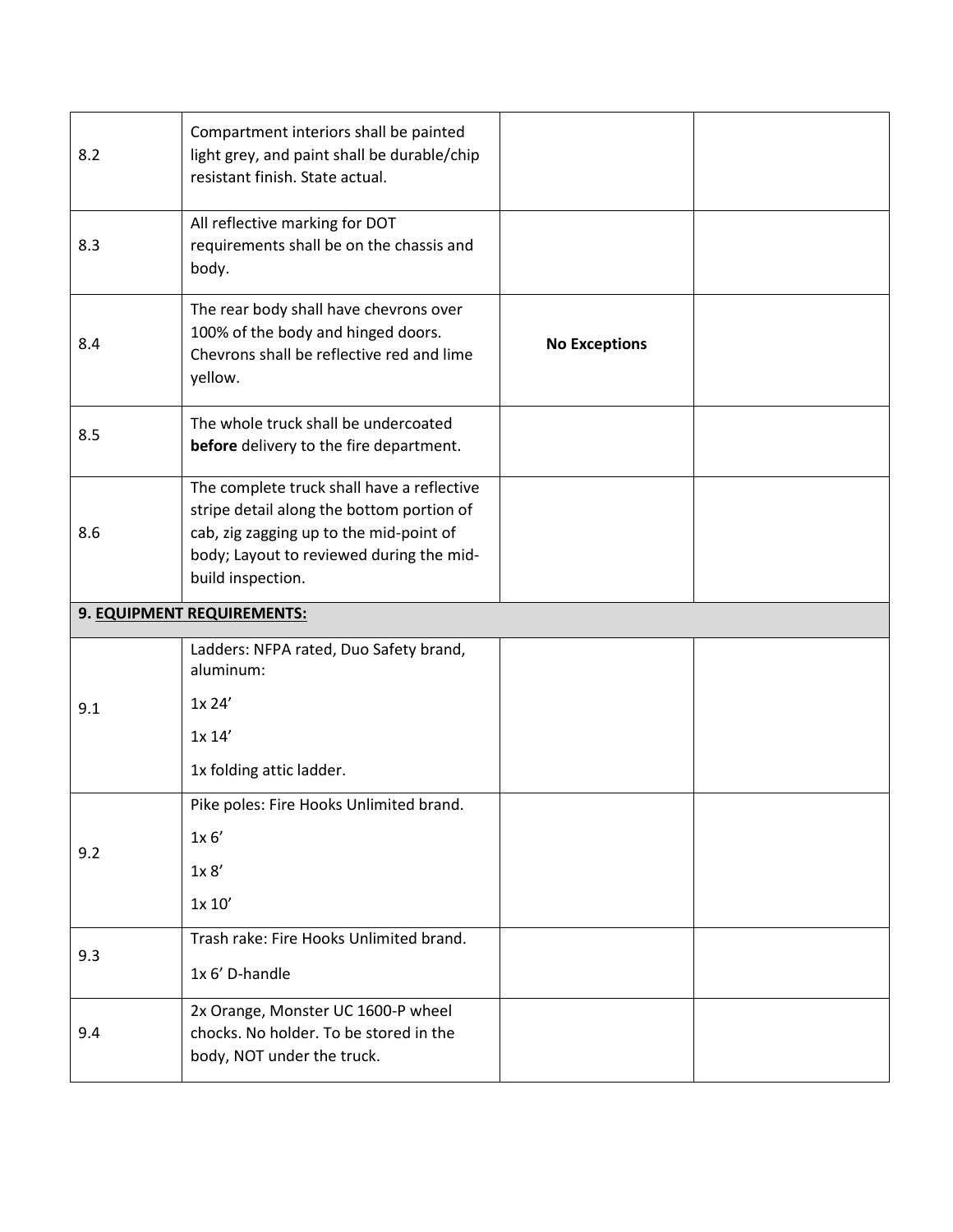| | | | |
|---|---|---|---|
| 8.2 | Compartment interiors shall be painted light grey, and paint shall be durable/chip resistant finish. State actual. | | |
| 8.3 | All reflective marking for DOT requirements shall be on the chassis and body. | | |
| 8.4 | The rear body shall have chevrons over 100% of the body and hinged doors. Chevrons shall be reflective red and lime yellow. | **No Exceptions** | |
| 8.5 | The whole truck shall be undercoated **before** delivery to the fire department. | | |
| 8.6 | The complete truck shall have a reflective stripe detail along the bottom portion of cab, zig zagging up to the mid-point of body; Layout to reviewed during the mid-build inspection. | | |
| **9. <u>EQUIPMENT REQUIREMENTS</u>:** | | | |
| 9.1 | Ladders: NFPA rated, Duo Safety brand, aluminum:<br>1x 24'<br>1x 14'<br>1x folding attic ladder. | | |
| 9.2 | Pike poles: Fire Hooks Unlimited brand.<br>1x 6'<br>1x 8'<br>1x 10' | | |
| 9.3 | Trash rake: Fire Hooks Unlimited brand.<br>1x 6' D-handle | | |
| 9.4 | 2x Orange, Monster UC 1600-P wheel chocks. No holder. To be stored in the body, NOT under the truck. | | |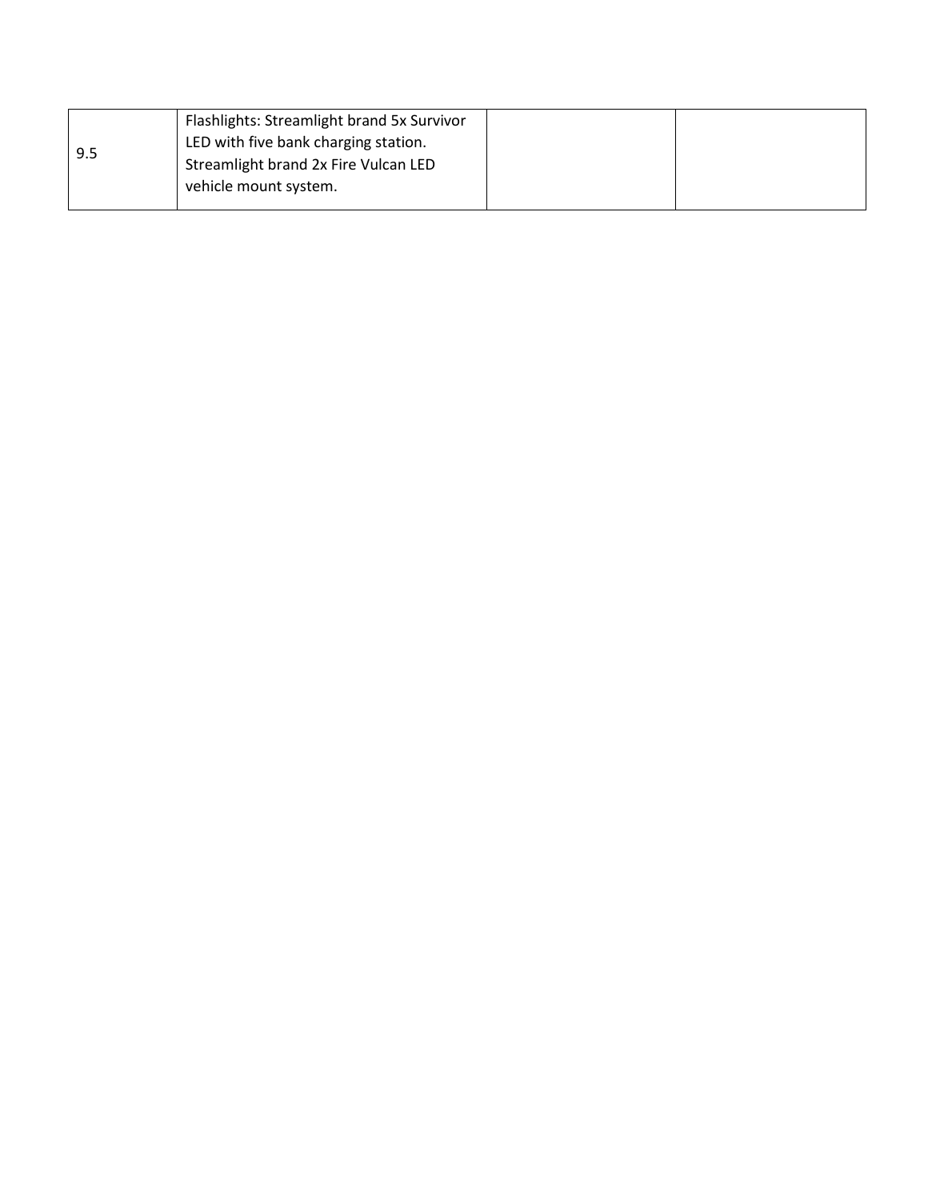| | | | |
|---|---|---|---|
| 9.5 | Flashlights: Streamlight brand 5x Survivor LED with five bank charging station. Streamlight brand 2x Fire Vulcan LED vehicle mount system. | | |